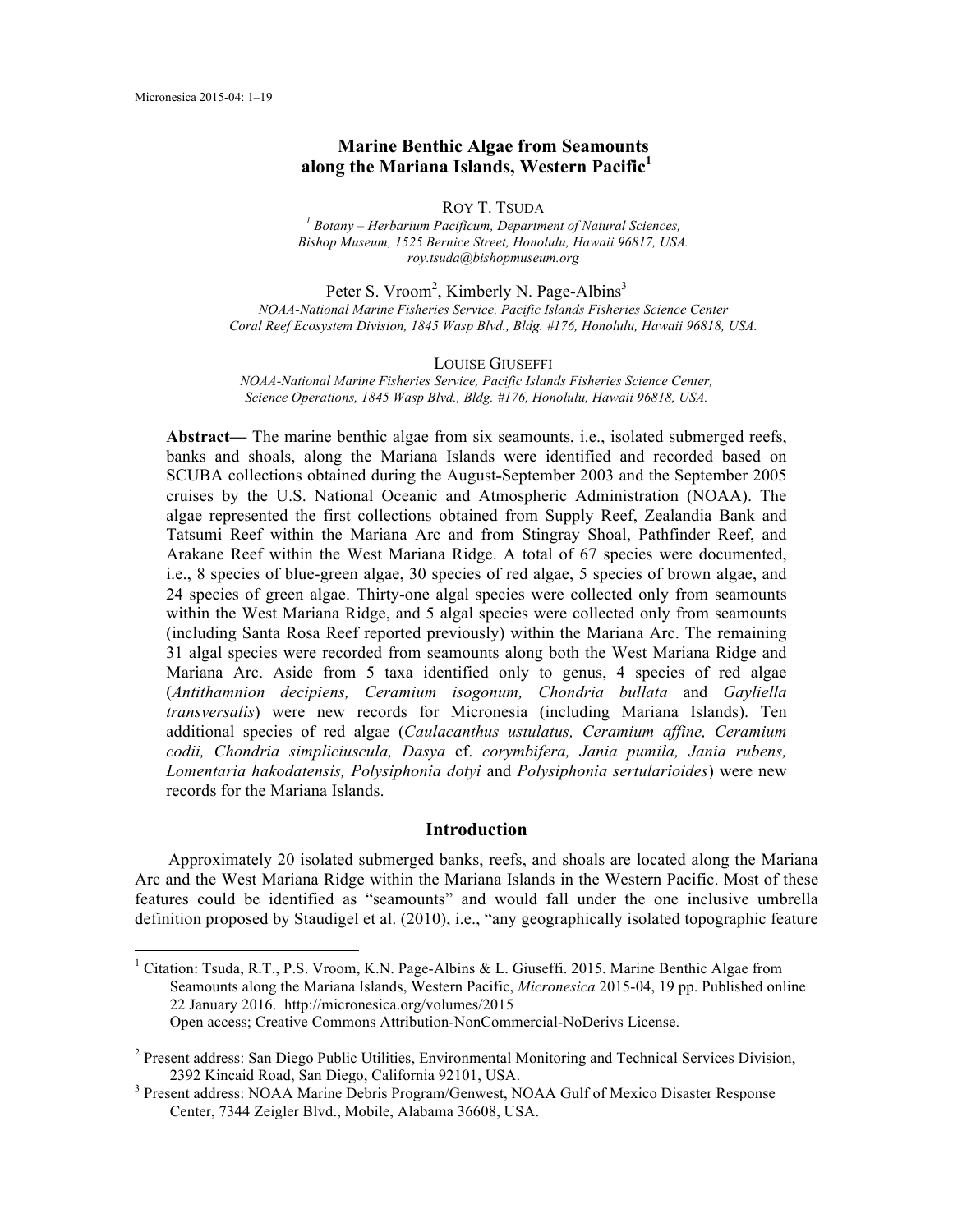# Marine Benthic Algae from Seamounts along the Mariana Islands, Western Pacific[1]

ROY T. TSUDA

[1] *Botany – Herbarium Pacificum, Department of Natural Sciences, Bishop Museum, 1525 Bernice Street, Honolulu, Hawaii 96817, USA. roy.tsuda@bishopmuseum.org*

Peter S. Vroom[2], Kimberly N. Page-Albins[3]

*NOAA-National Marine Fisheries Service, Pacific Islands Fisheries Science Center Coral Reef Ecosystem Division, 1845 Wasp Blvd., Bldg. #176, Honolulu, Hawaii 96818, USA.*

LOUISE GIUSEFFI

*NOAA-National Marine Fisheries Service, Pacific Islands Fisheries Science Center, Science Operations, 1845 Wasp Blvd., Bldg. #176, Honolulu, Hawaii 96818, USA.*

**Abstract—** The marine benthic algae from six seamounts, i.e., isolated submerged reefs, banks and shoals, along the Mariana Islands were identified and recorded based on SCUBA collections obtained during the August-September 2003 and the September 2005 cruises by the U.S. National Oceanic and Atmospheric Administration (NOAA). The algae represented the first collections obtained from Supply Reef, Zealandia Bank and Tatsumi Reef within the Mariana Arc and from Stingray Shoal, Pathfinder Reef, and Arakane Reef within the West Mariana Ridge. A total of 67 species were documented, i.e., 8 species of blue-green algae, 30 species of red algae, 5 species of brown algae, and 24 species of green algae. Thirty-one algal species were collected only from seamounts within the West Mariana Ridge, and 5 algal species were collected only from seamounts (including Santa Rosa Reef reported previously) within the Mariana Arc. The remaining 31 algal species were recorded from seamounts along both the West Mariana Ridge and Mariana Arc. Aside from 5 taxa identified only to genus, 4 species of red algae (*Antithamnion decipiens, Ceramium isogonum, Chondria bullata* and *Gayliella transversalis*) were new records for Micronesia (including Mariana Islands). Ten additional species of red algae (*Caulacanthus ustulatus, Ceramium affine, Ceramium codii, Chondria simpliciuscula, Dasya* cf. *corymbifera, Jania pumila, Jania rubens, Lomentaria hakodatensis, Polysiphonia dotyi* and *Polysiphonia sertularioides*) were new records for the Mariana Islands.

## Introduction

Approximately 20 isolated submerged banks, reefs, and shoals are located along the Mariana Arc and the West Mariana Ridge within the Mariana Islands in the Western Pacific. Most of these features could be identified as "seamounts" and would fall under the one inclusive umbrella definition proposed by Staudigel et al. (2010), i.e., "any geographically isolated topographic feature

---

[1] Citation: Tsuda, R.T., P.S. Vroom, K.N. Page-Albins & L. Giuseffi. 2015. Marine Benthic Algae from Seamounts along the Mariana Islands, Western Pacific, *Micronesica* 2015-04, 19 pp. Published online 22 January 2016. http://micronesica.org/volumes/2015
Open access; Creative Commons Attribution-NonCommercial-NoDerivs License.

[2] Present address: San Diego Public Utilities, Environmental Monitoring and Technical Services Division, 2392 Kincaid Road, San Diego, California 92101, USA.

[3] Present address: NOAA Marine Debris Program/Genwest, NOAA Gulf of Mexico Disaster Response Center, 7344 Zeigler Blvd., Mobile, Alabama 36608, USA.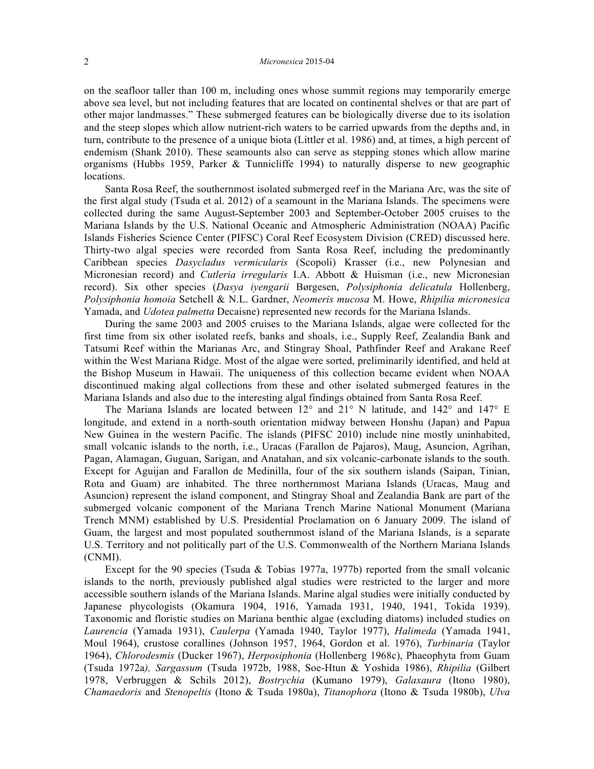on the seafloor taller than 100 m, including ones whose summit regions may temporarily emerge above sea level, but not including features that are located on continental shelves or that are part of other major landmasses." These submerged features can be biologically diverse due to its isolation and the steep slopes which allow nutrient-rich waters to be carried upwards from the depths and, in turn, contribute to the presence of a unique biota (Littler et al. 1986) and, at times, a high percent of endemism (Shank 2010). These seamounts also can serve as stepping stones which allow marine organisms (Hubbs 1959, Parker & Tunnicliffe 1994) to naturally disperse to new geographic locations.

Santa Rosa Reef, the southernmost isolated submerged reef in the Mariana Arc, was the site of the first algal study (Tsuda et al. 2012) of a seamount in the Mariana Islands. The specimens were collected during the same August-September 2003 and September-October 2005 cruises to the Mariana Islands by the U.S. National Oceanic and Atmospheric Administration (NOAA) Pacific Islands Fisheries Science Center (PIFSC) Coral Reef Ecosystem Division (CRED) discussed here. Thirty-two algal species were recorded from Santa Rosa Reef, including the predominantly Caribbean species *Dasycladus vermicularis* (Scopoli) Krasser (i.e., new Polynesian and Micronesian record) and *Cutleria irregularis* I.A. Abbott & Huisman (i.e., new Micronesian record). Six other species (*Dasya iyengarii* Børgesen, *Polysiphonia delicatula* Hollenberg, *Polysiphonia homoia* Setchell & N.L. Gardner, *Neomeris mucosa* M. Howe, *Rhipilia micronesica* Yamada, and *Udotea palmetta* Decaisne) represented new records for the Mariana Islands.

During the same 2003 and 2005 cruises to the Mariana Islands, algae were collected for the first time from six other isolated reefs, banks and shoals, i.e., Supply Reef, Zealandia Bank and Tatsumi Reef within the Marianas Arc, and Stingray Shoal, Pathfinder Reef and Arakane Reef within the West Mariana Ridge. Most of the algae were sorted, preliminarily identified, and held at the Bishop Museum in Hawaii. The uniqueness of this collection became evident when NOAA discontinued making algal collections from these and other isolated submerged features in the Mariana Islands and also due to the interesting algal findings obtained from Santa Rosa Reef.

The Mariana Islands are located between 12° and 21° N latitude, and 142° and 147° E longitude, and extend in a north-south orientation midway between Honshu (Japan) and Papua New Guinea in the western Pacific. The islands (PIFSC 2010) include nine mostly uninhabited, small volcanic islands to the north, i.e., Uracas (Farallon de Pajaros), Maug, Asuncion, Agrihan, Pagan, Alamagan, Guguan, Sarigan, and Anatahan, and six volcanic-carbonate islands to the south. Except for Aguijan and Farallon de Medinilla, four of the six southern islands (Saipan, Tinian, Rota and Guam) are inhabited. The three northernmost Mariana Islands (Uracas, Maug and Asuncion) represent the island component, and Stingray Shoal and Zealandia Bank are part of the submerged volcanic component of the Mariana Trench Marine National Monument (Mariana Trench MNM) established by U.S. Presidential Proclamation on 6 January 2009. The island of Guam, the largest and most populated southernmost island of the Mariana Islands, is a separate U.S. Territory and not politically part of the U.S. Commonwealth of the Northern Mariana Islands (CNMI).

Except for the 90 species (Tsuda & Tobias 1977a, 1977b) reported from the small volcanic islands to the north, previously published algal studies were restricted to the larger and more accessible southern islands of the Mariana Islands. Marine algal studies were initially conducted by Japanese phycologists (Okamura 1904, 1916, Yamada 1931, 1940, 1941, Tokida 1939). Taxonomic and floristic studies on Mariana benthic algae (excluding diatoms) included studies on *Laurencia* (Yamada 1931), *Caulerpa* (Yamada 1940, Taylor 1977), *Halimeda* (Yamada 1941, Moul 1964), crustose corallines (Johnson 1957, 1964, Gordon et al. 1976), *Turbinaria* (Taylor 1964), *Chlorodesmis* (Ducker 1967), *Herposiphonia* (Hollenberg 1968c), Phaeophyta from Guam (Tsuda 1972a), *Sargassum* (Tsuda 1972b, 1988, Soe-Htun & Yoshida 1986), *Rhipilia* (Gilbert 1978, Verbruggen & Schils 2012), *Bostrychia* (Kumano 1979), *Galaxaura* (Itono 1980), *Chamaedoris* and *Stenopeltis* (Itono & Tsuda 1980a), *Titanophora* (Itono & Tsuda 1980b), *Ulva*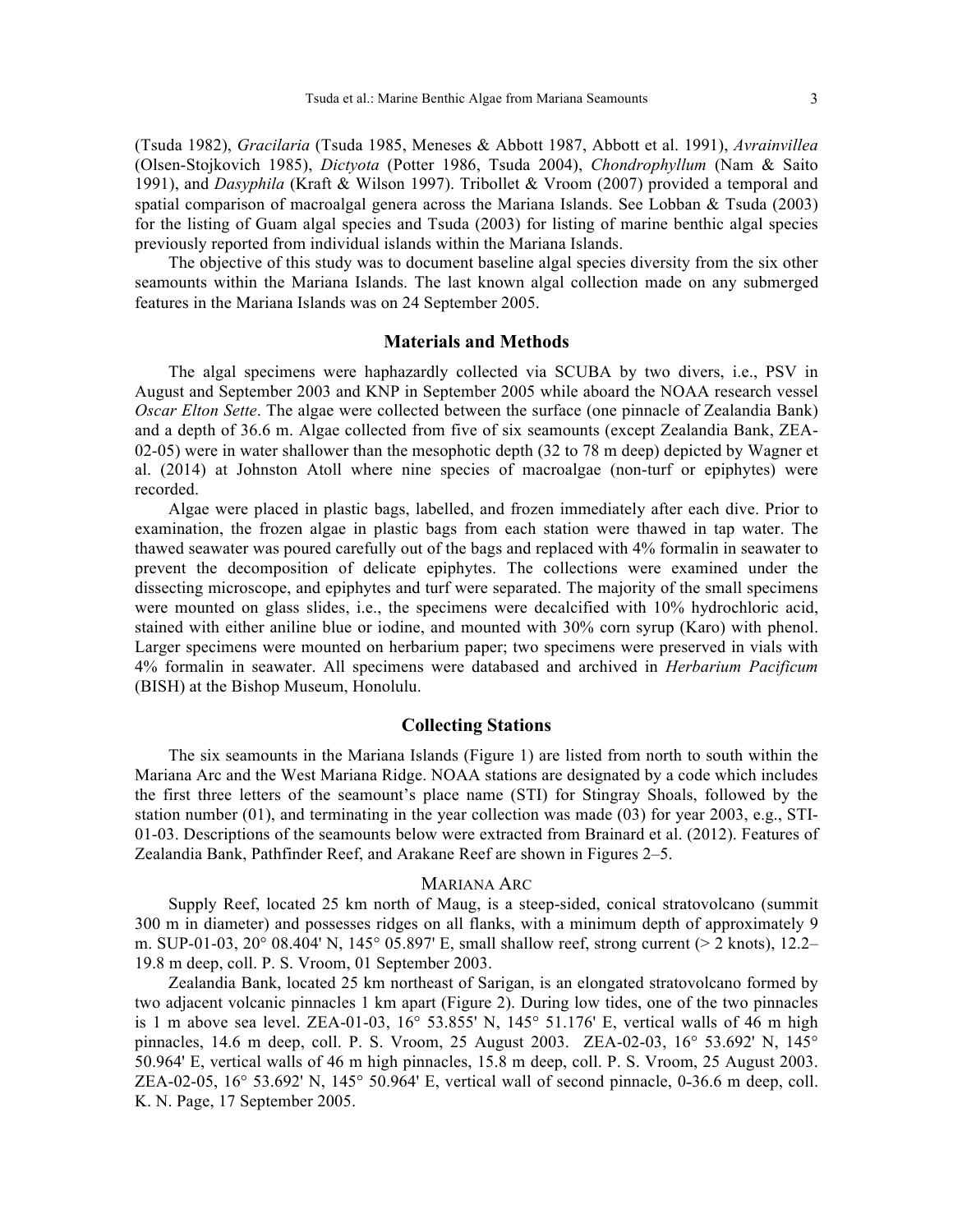(Tsuda 1982), *Gracilaria* (Tsuda 1985, Meneses & Abbott 1987, Abbott et al. 1991), *Avrainvillea* (Olsen-Stojkovich 1985), *Dictyota* (Potter 1986, Tsuda 2004), *Chondrophyllum* (Nam & Saito 1991), and *Dasyphila* (Kraft & Wilson 1997). Tribollet & Vroom (2007) provided a temporal and spatial comparison of macroalgal genera across the Mariana Islands. See Lobban & Tsuda (2003) for the listing of Guam algal species and Tsuda (2003) for listing of marine benthic algal species previously reported from individual islands within the Mariana Islands.

The objective of this study was to document baseline algal species diversity from the six other seamounts within the Mariana Islands. The last known algal collection made on any submerged features in the Mariana Islands was on 24 September 2005.

## Materials and Methods

The algal specimens were haphazardly collected via SCUBA by two divers, i.e., PSV in August and September 2003 and KNP in September 2005 while aboard the NOAA research vessel *Oscar Elton Sette*. The algae were collected between the surface (one pinnacle of Zealandia Bank) and a depth of 36.6 m. Algae collected from five of six seamounts (except Zealandia Bank, ZEA-02-05) were in water shallower than the mesophotic depth (32 to 78 m deep) depicted by Wagner et al. (2014) at Johnston Atoll where nine species of macroalgae (non-turf or epiphytes) were recorded.

Algae were placed in plastic bags, labelled, and frozen immediately after each dive. Prior to examination, the frozen algae in plastic bags from each station were thawed in tap water. The thawed seawater was poured carefully out of the bags and replaced with 4% formalin in seawater to prevent the decomposition of delicate epiphytes. The collections were examined under the dissecting microscope, and epiphytes and turf were separated. The majority of the small specimens were mounted on glass slides, i.e., the specimens were decalcified with 10% hydrochloric acid, stained with either aniline blue or iodine, and mounted with 30% corn syrup (Karo) with phenol. Larger specimens were mounted on herbarium paper; two specimens were preserved in vials with 4% formalin in seawater. All specimens were databased and archived in *Herbarium Pacificum* (BISH) at the Bishop Museum, Honolulu.

## Collecting Stations

The six seamounts in the Mariana Islands (Figure 1) are listed from north to south within the Mariana Arc and the West Mariana Ridge. NOAA stations are designated by a code which includes the first three letters of the seamount's place name (STI) for Stingray Shoals, followed by the station number (01), and terminating in the year collection was made (03) for year 2003, e.g., STI-01-03. Descriptions of the seamounts below were extracted from Brainard et al. (2012). Features of Zealandia Bank, Pathfinder Reef, and Arakane Reef are shown in Figures 2–5.

### Mariana Arc

Supply Reef, located 25 km north of Maug, is a steep-sided, conical stratovolcano (summit 300 m in diameter) and possesses ridges on all flanks, with a minimum depth of approximately 9 m. SUP-01-03, 20° 08.404' N, 145° 05.897' E, small shallow reef, strong current (> 2 knots), 12.2–19.8 m deep, coll. P. S. Vroom, 01 September 2003.

Zealandia Bank, located 25 km northeast of Sarigan, is an elongated stratovolcano formed by two adjacent volcanic pinnacles 1 km apart (Figure 2). During low tides, one of the two pinnacles is 1 m above sea level. ZEA-01-03, 16° 53.855' N, 145° 51.176' E, vertical walls of 46 m high pinnacles, 14.6 m deep, coll. P. S. Vroom, 25 August 2003. ZEA-02-03, 16° 53.692' N, 145° 50.964' E, vertical walls of 46 m high pinnacles, 15.8 m deep, coll. P. S. Vroom, 25 August 2003. ZEA-02-05, 16° 53.692' N, 145° 50.964' E, vertical wall of second pinnacle, 0-36.6 m deep, coll. K. N. Page, 17 September 2005.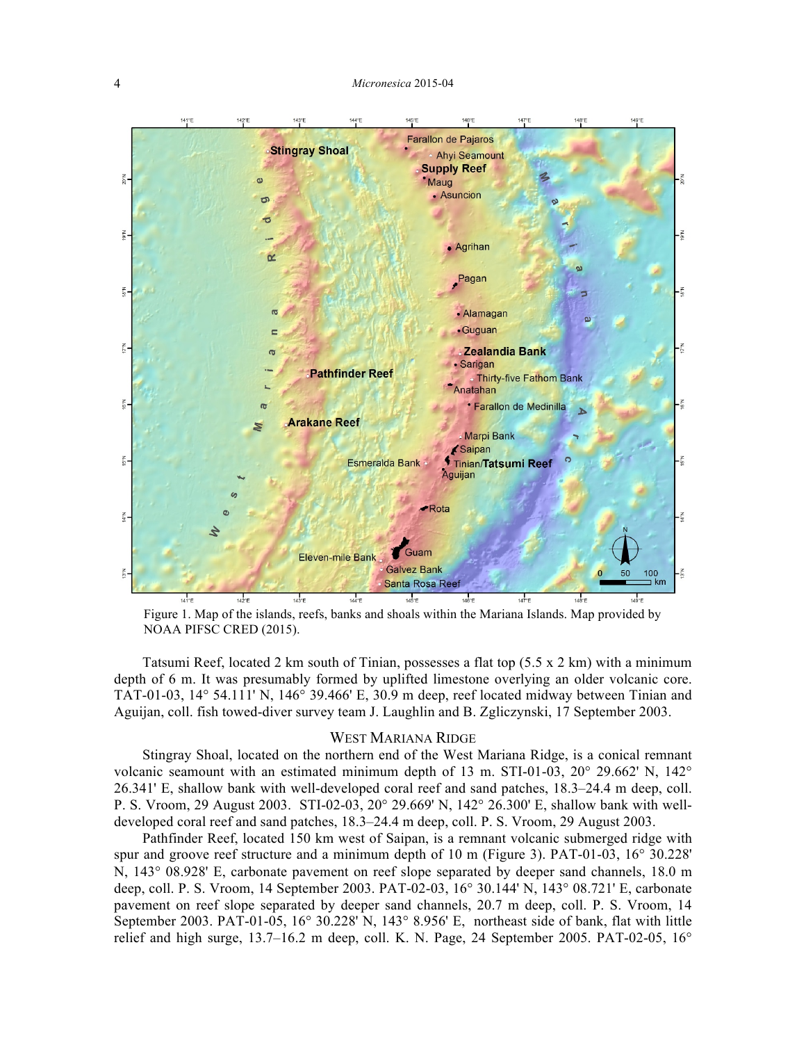Figure 1. Map of the islands, reefs, banks and shoals within the Mariana Islands. Map provided by NOAA PIFSC CRED (2015).

Tatsumi Reef, located 2 km south of Tinian, possesses a flat top (5.5 x 2 km) with a minimum depth of 6 m. It was presumably formed by uplifted limestone overlying an older volcanic core. TAT-01-03, 14° 54.111' N, 146° 39.466' E, 30.9 m deep, reef located midway between Tinian and Aguijan, coll. fish towed-diver survey team J. Laughlin and B. Zgliczynski, 17 September 2003.

## West Mariana Ridge

Stingray Shoal, located on the northern end of the West Mariana Ridge, is a conical remnant volcanic seamount with an estimated minimum depth of 13 m. STI-01-03, 20° 29.662' N, 142° 26.341' E, shallow bank with well-developed coral reef and sand patches, 18.3–24.4 m deep, coll. P. S. Vroom, 29 August 2003. STI-02-03, 20° 29.669' N, 142° 26.300' E, shallow bank with well-developed coral reef and sand patches, 18.3–24.4 m deep, coll. P. S. Vroom, 29 August 2003.

Pathfinder Reef, located 150 km west of Saipan, is a remnant volcanic submerged ridge with spur and groove reef structure and a minimum depth of 10 m (Figure 3). PAT-01-03, 16° 30.228' N, 143° 08.928' E, carbonate pavement on reef slope separated by deeper sand channels, 18.0 m deep, coll. P. S. Vroom, 14 September 2003. PAT-02-03, 16° 30.144' N, 143° 08.721' E, carbonate pavement on reef slope separated by deeper sand channels, 20.7 m deep, coll. P. S. Vroom, 14 September 2003. PAT-01-05, 16° 30.228' N, 143° 8.956' E, northeast side of bank, flat with little relief and high surge, 13.7–16.2 m deep, coll. K. N. Page, 24 September 2005. PAT-02-05, 16°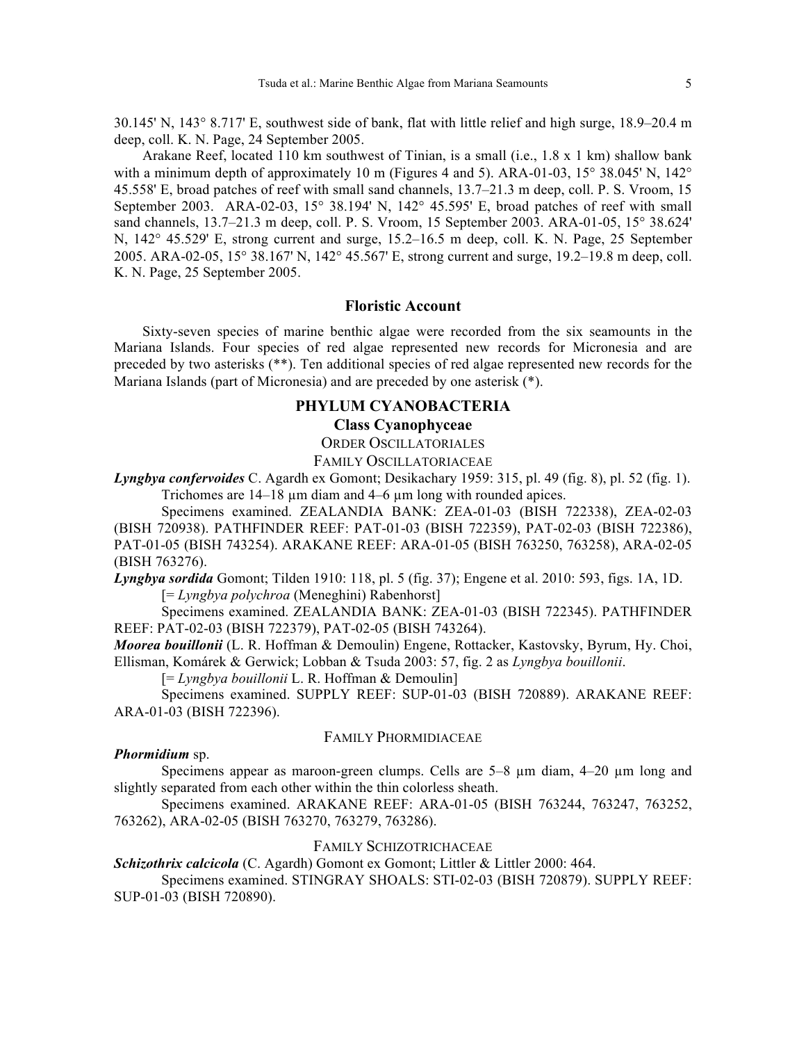30.145' N, 143° 8.717' E, southwest side of bank, flat with little relief and high surge, 18.9–20.4 m deep, coll. K. N. Page, 24 September 2005.

Arakane Reef, located 110 km southwest of Tinian, is a small (i.e., 1.8 x 1 km) shallow bank with a minimum depth of approximately 10 m (Figures 4 and 5). ARA-01-03, 15° 38.045' N, 142° 45.558' E, broad patches of reef with small sand channels, 13.7–21.3 m deep, coll. P. S. Vroom, 15 September 2003. ARA-02-03, 15° 38.194' N, 142° 45.595' E, broad patches of reef with small sand channels, 13.7–21.3 m deep, coll. P. S. Vroom, 15 September 2003. ARA-01-05, 15° 38.624' N, 142° 45.529' E, strong current and surge, 15.2–16.5 m deep, coll. K. N. Page, 25 September 2005. ARA-02-05, 15° 38.167' N, 142° 45.567' E, strong current and surge, 19.2–19.8 m deep, coll. K. N. Page, 25 September 2005.

## Floristic Account

Sixty-seven species of marine benthic algae were recorded from the six seamounts in the Mariana Islands. Four species of red algae represented new records for Micronesia and are preceded by two asterisks (**). Ten additional species of red algae represented new records for the Mariana Islands (part of Micronesia) and are preceded by one asterisk (*).

### PHYLUM CYANOBACTERIA

### Class Cyanophyceae

#### ORDER OSCILLATORIALES

##### FAMILY OSCILLATORIACEAE

***Lyngbya confervoides*** C. Agardh ex Gomont; Desikachary 1959: 315, pl. 49 (fig. 8), pl. 52 (fig. 1).

Trichomes are 14–18 µm diam and 4–6 µm long with rounded apices.

Specimens examined. ZEALANDIA BANK: ZEA-01-03 (BISH 722338), ZEA-02-03 (BISH 720938). PATHFINDER REEF: PAT-01-03 (BISH 722359), PAT-02-03 (BISH 722386), PAT-01-05 (BISH 743254). ARAKANE REEF: ARA-01-05 (BISH 763250, 763258), ARA-02-05 (BISH 763276).

***Lyngbya sordida*** Gomont; Tilden 1910: 118, pl. 5 (fig. 37); Engene et al. 2010: 593, figs. 1A, 1D.

[= *Lyngbya polychroa* (Meneghini) Rabenhorst]

Specimens examined. ZEALANDIA BANK: ZEA-01-03 (BISH 722345). PATHFINDER REEF: PAT-02-03 (BISH 722379), PAT-02-05 (BISH 743264).

***Moorea bouillonii*** (L. R. Hoffman & Demoulin) Engene, Rottacker, Kastovsky, Byrum, Hy. Choi, Ellisman, Komárek & Gerwick; Lobban & Tsuda 2003: 57, fig. 2 as *Lyngbya bouillonii*.

[= *Lyngbya bouillonii* L. R. Hoffman & Demoulin]

Specimens examined. SUPPLY REEF: SUP-01-03 (BISH 720889). ARAKANE REEF: ARA-01-03 (BISH 722396).

##### FAMILY PHORMIDIACEAE

***Phormidium*** sp.

Specimens appear as maroon-green clumps. Cells are 5–8 µm diam, 4–20 µm long and slightly separated from each other within the thin colorless sheath.

Specimens examined. ARAKANE REEF: ARA-01-05 (BISH 763244, 763247, 763252, 763262), ARA-02-05 (BISH 763270, 763279, 763286).

##### FAMILY SCHIZOTRICHACEAE

***Schizothrix calcicola*** (C. Agardh) Gomont ex Gomont; Littler & Littler 2000: 464.

Specimens examined. STINGRAY SHOALS: STI-02-03 (BISH 720879). SUPPLY REEF: SUP-01-03 (BISH 720890).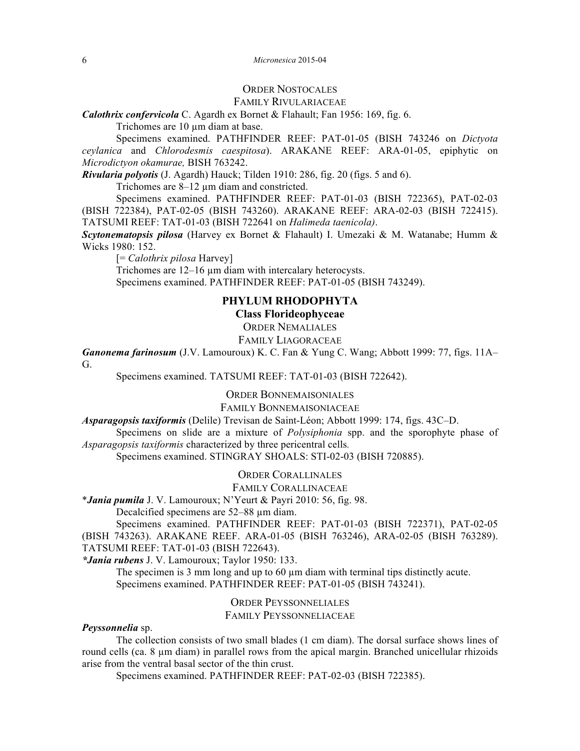ORDER NOSTOCALES

FAMILY RIVULARIACEAE

***Calothrix confervicola*** C. Agardh ex Bornet & Flahault; Fan 1956: 169, fig. 6.

Trichomes are 10 µm diam at base.

Specimens examined. PATHFINDER REEF: PAT-01-05 (BISH 743246 on *Dictyota ceylanica* and *Chlorodesmis caespitosa*). ARAKANE REEF: ARA-01-05, epiphytic on *Microdictyon okamurae,* BISH 763242.

***Rivularia polyotis*** (J. Agardh) Hauck; Tilden 1910: 286, fig. 20 (figs. 5 and 6).

Trichomes are 8–12 µm diam and constricted.

Specimens examined. PATHFINDER REEF: PAT-01-03 (BISH 722365), PAT-02-03 (BISH 722384), PAT-02-05 (BISH 743260). ARAKANE REEF: ARA-02-03 (BISH 722415). TATSUMI REEF: TAT-01-03 (BISH 722641 on *Halimeda taenicola)*.

***Scytonematopsis pilosa*** (Harvey ex Bornet & Flahault) I. Umezaki & M. Watanabe; Humm & Wicks 1980: 152.

[= *Calothrix pilosa* Harvey]

Trichomes are 12–16 µm diam with intercalary heterocysts.

Specimens examined. PATHFINDER REEF: PAT-01-05 (BISH 743249).

## PHYLUM RHODOPHYTA

### Class Florideophyceae

ORDER NEMALIALES

FAMILY LIAGORACEAE

***Ganonema farinosum*** (J.V. Lamouroux) K. C. Fan & Yung C. Wang; Abbott 1999: 77, figs. 11A–G.

Specimens examined. TATSUMI REEF: TAT-01-03 (BISH 722642).

ORDER BONNEMAISONIALES

FAMILY BONNEMAISONIACEAE

***Asparagopsis taxiformis*** (Delile) Trevisan de Saint-Léon; Abbott 1999: 174, figs. 43C–D.

Specimens on slide are a mixture of *Polysiphonia* spp. and the sporophyte phase of *Asparagopsis taxiformis* characterized by three pericentral cells*.*

Specimens examined. STINGRAY SHOALS: STI-02-03 (BISH 720885).

ORDER CORALLINALES

FAMILY CORALLINACEAE

*****Jania pumila*** J. V. Lamouroux; N'Yeurt & Payri 2010: 56, fig. 98.

Decalcified specimens are 52–88 µm diam.

Specimens examined. PATHFINDER REEF: PAT-01-03 (BISH 722371), PAT-02-05 (BISH 743263). ARAKANE REEF. ARA-01-05 (BISH 763246), ARA-02-05 (BISH 763289). TATSUMI REEF: TAT-01-03 (BISH 722643).

****Jania rubens*** J. V. Lamouroux; Taylor 1950: 133.

The specimen is 3 mm long and up to 60 µm diam with terminal tips distinctly acute.

Specimens examined. PATHFINDER REEF: PAT-01-05 (BISH 743241).

ORDER PEYSSONNELIALES

FAMILY PEYSSONNELIACEAE

***Peyssonnelia*** **sp.**

The collection consists of two small blades (1 cm diam). The dorsal surface shows lines of round cells (ca. 8 µm diam) in parallel rows from the apical margin. Branched unicellular rhizoids arise from the ventral basal sector of the thin crust.

Specimens examined. PATHFINDER REEF: PAT-02-03 (BISH 722385).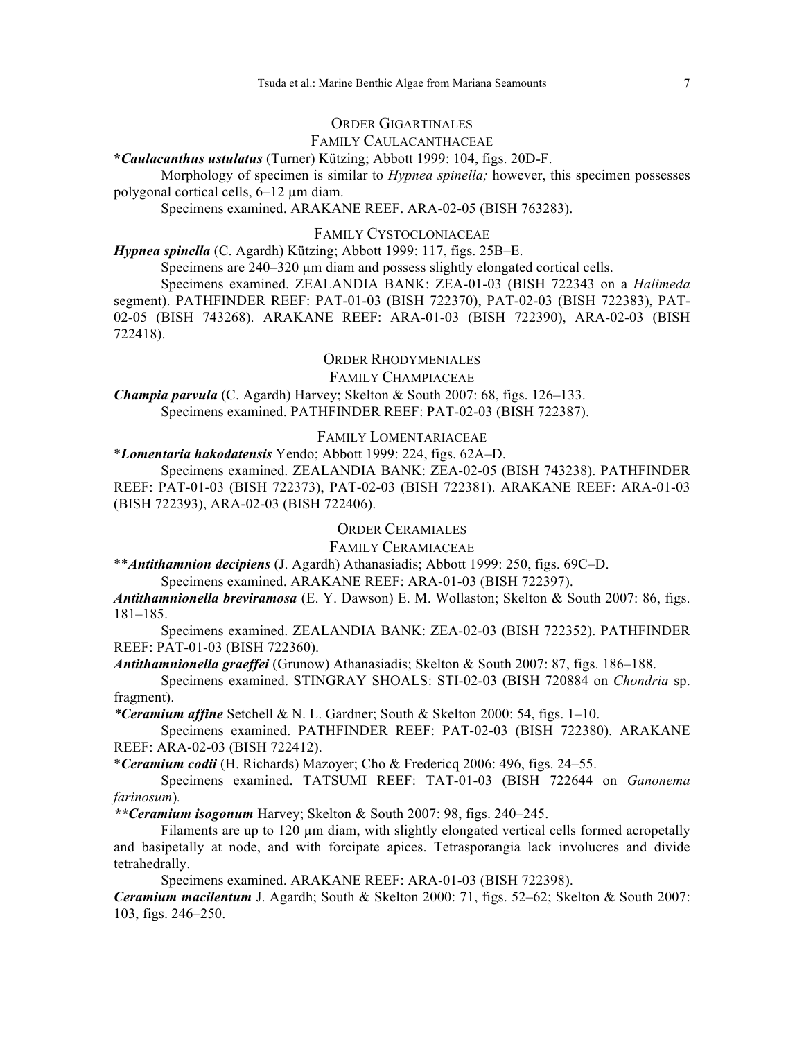## ORDER GIGARTINALES

### FAMILY CAULACANTHACEAE

***Caulacanthus ustulatus*** (Turner) Kützing; Abbott 1999: 104, figs. 20D-F.

Morphology of specimen is similar to *Hypnea spinella;* however, this specimen possesses polygonal cortical cells, 6–12 µm diam.

Specimens examined. ARAKANE REEF. ARA-02-05 (BISH 763283).

### FAMILY CYSTOCLONIACEAE

***Hypnea spinella*** (C. Agardh) Kützing; Abbott 1999: 117, figs. 25B–E.

Specimens are 240–320 µm diam and possess slightly elongated cortical cells.

Specimens examined. ZEALANDIA BANK: ZEA-01-03 (BISH 722343 on a *Halimeda* segment). PATHFINDER REEF: PAT-01-03 (BISH 722370), PAT-02-03 (BISH 722383), PAT-02-05 (BISH 743268). ARAKANE REEF: ARA-01-03 (BISH 722390), ARA-02-03 (BISH 722418).

## ORDER RHODYMENIALES

### FAMILY CHAMPIACEAE

***Champia parvula*** (C. Agardh) Harvey; Skelton & South 2007: 68, figs. 126–133.

Specimens examined. PATHFINDER REEF: PAT-02-03 (BISH 722387).

### FAMILY LOMENTARIACEAE

*<b></b>***Lomentaria hakodatensis*** Yendo; Abbott 1999: 224, figs. 62A–D.

Specimens examined. ZEALANDIA BANK: ZEA-02-05 (BISH 743238). PATHFINDER REEF: PAT-01-03 (BISH 722373), PAT-02-03 (BISH 722381). ARAKANE REEF: ARA-01-03 (BISH 722393), ARA-02-03 (BISH 722406).

## ORDER CERAMIALES

### FAMILY CERAMIACEAE

**Antithamnion decipiens** (J. Agardh) Athanasiadis; Abbott 1999: 250, figs. 69C–D.

Specimens examined. ARAKANE REEF: ARA-01-03 (BISH 722397).

***Antithamnionella breviramosa*** (E. Y. Dawson) E. M. Wollaston; Skelton & South 2007: 86, figs. 181–185.

Specimens examined. ZEALANDIA BANK: ZEA-02-03 (BISH 722352). PATHFINDER REEF: PAT-01-03 (BISH 722360).

***Antithamnionella graeffei*** (Grunow) Athanasiadis; Skelton & South 2007: 87, figs. 186–188.

Specimens examined. STINGRAY SHOALS: STI-02-03 (BISH 720884 on *Chondria* sp. fragment).

****Ceramium affine*** Setchell & N. L. Gardner; South & Skelton 2000: 54, figs. 1–10.

Specimens examined. PATHFINDER REEF: PAT-02-03 (BISH 722380). ARAKANE REEF: ARA-02-03 (BISH 722412).

****Ceramium codii*** (H. Richards) Mazoyer; Cho & Fredericq 2006: 496, figs. 24–55.

Specimens examined. TATSUMI REEF: TAT-01-03 (BISH 722644 on *Ganonema farinosum*).

*****Ceramium isogonum*** Harvey; Skelton & South 2007: 98, figs. 240–245.

Filaments are up to 120 µm diam, with slightly elongated vertical cells formed acropetally and basipetally at node, and with forcipate apices. Tetrasporangia lack involucres and divide tetrahedrally.

Specimens examined. ARAKANE REEF: ARA-01-03 (BISH 722398).

***Ceramium macilentum*** J. Agardh; South & Skelton 2000: 71, figs. 52–62; Skelton & South 2007: 103, figs. 246–250.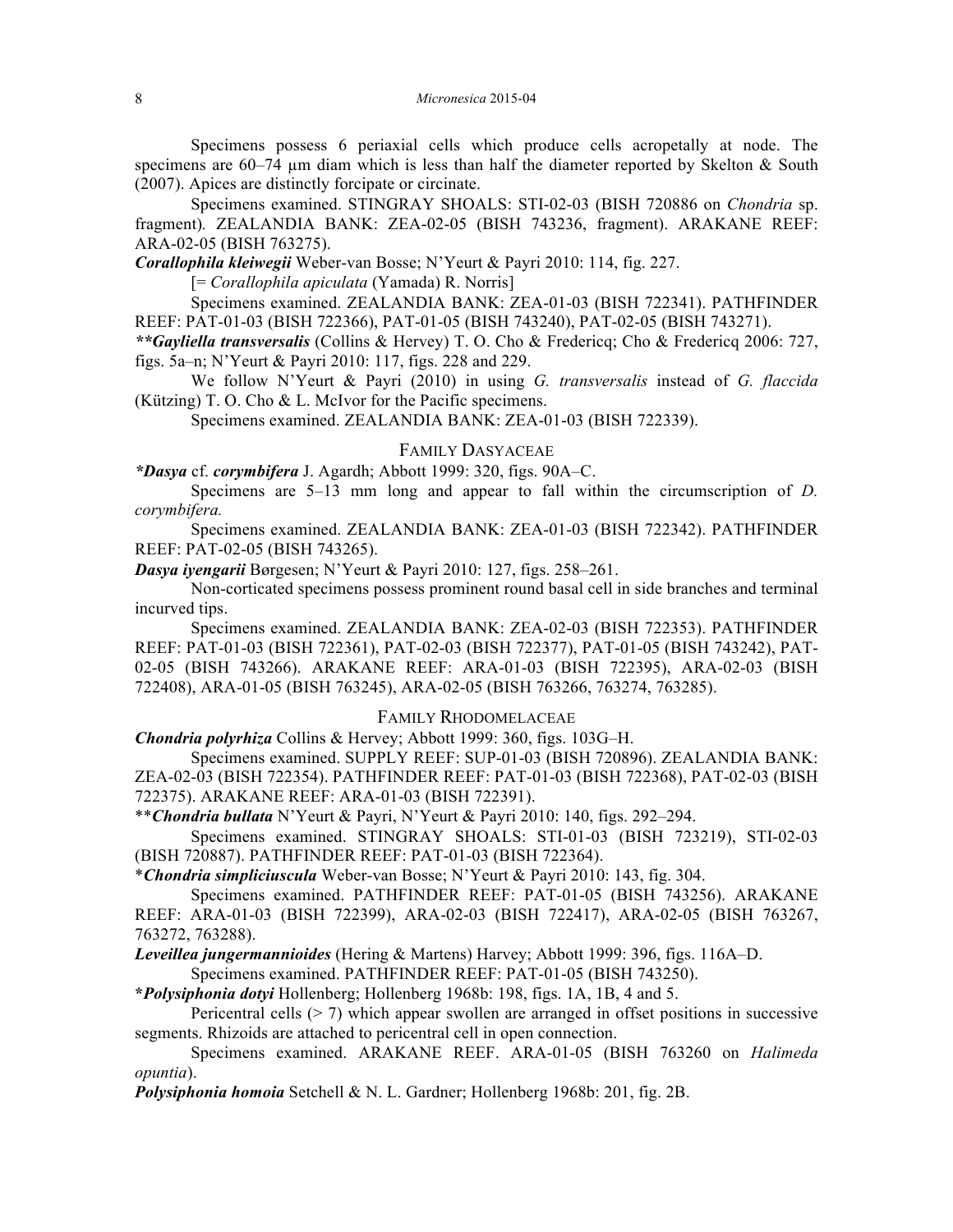Specimens possess 6 periaxial cells which produce cells acropetally at node. The specimens are 60–74 µm diam which is less than half the diameter reported by Skelton & South (2007). Apices are distinctly forcipate or circinate.

Specimens examined. STINGRAY SHOALS: STI-02-03 (BISH 720886 on *Chondria* sp. fragment). ZEALANDIA BANK: ZEA-02-05 (BISH 743236, fragment). ARAKANE REEF: ARA-02-05 (BISH 763275).

***Corallophila kleiwegii*** Weber-van Bosse; N'Yeurt & Payri 2010: 114, fig. 227.

[= *Corallophila apiculata* (Yamada) R. Norris]

Specimens examined. ZEALANDIA BANK: ZEA-01-03 (BISH 722341). PATHFINDER REEF: PAT-01-03 (BISH 722366), PAT-01-05 (BISH 743240), PAT-02-05 (BISH 743271).

***\*\*Gayliella transversalis*** (Collins & Hervey) T. O. Cho & Fredericq; Cho & Fredericq 2006: 727, figs. 5a–n; N'Yeurt & Payri 2010: 117, figs. 228 and 229.

We follow N'Yeurt & Payri (2010) in using *G. transversalis* instead of *G. flaccida* (Kützing) T. O. Cho & L. McIvor for the Pacific specimens.

Specimens examined. ZEALANDIA BANK: ZEA-01-03 (BISH 722339).

## FAMILY DASYACEAE

***\*Dasya*** cf. ***corymbifera*** J. Agardh; Abbott 1999: 320, figs. 90A–C.

Specimens are 5–13 mm long and appear to fall within the circumscription of *D. corymbifera.*

Specimens examined. ZEALANDIA BANK: ZEA-01-03 (BISH 722342). PATHFINDER REEF: PAT-02-05 (BISH 743265).

***Dasya iyengarii*** Børgesen; N'Yeurt & Payri 2010: 127, figs. 258–261.

Non-corticated specimens possess prominent round basal cell in side branches and terminal incurved tips.

Specimens examined. ZEALANDIA BANK: ZEA-02-03 (BISH 722353). PATHFINDER REEF: PAT-01-03 (BISH 722361), PAT-02-03 (BISH 722377), PAT-01-05 (BISH 743242), PAT-02-05 (BISH 743266). ARAKANE REEF: ARA-01-03 (BISH 722395), ARA-02-03 (BISH 722408), ARA-01-05 (BISH 763245), ARA-02-05 (BISH 763266, 763274, 763285).

## FAMILY RHODOMELACEAE

***Chondria polyrhiza*** Collins & Hervey; Abbott 1999: 360, figs. 103G–H.

Specimens examined. SUPPLY REEF: SUP-01-03 (BISH 720896). ZEALANDIA BANK: ZEA-02-03 (BISH 722354). PATHFINDER REEF: PAT-01-03 (BISH 722368), PAT-02-03 (BISH 722375). ARAKANE REEF: ARA-01-03 (BISH 722391).

\*\****Chondria bullata*** N'Yeurt & Payri, N'Yeurt & Payri 2010: 140, figs. 292–294.

Specimens examined. STINGRAY SHOALS: STI-01-03 (BISH 723219), STI-02-03 (BISH 720887). PATHFINDER REEF: PAT-01-03 (BISH 722364).

\****Chondria simpliciuscula*** Weber-van Bosse; N'Yeurt & Payri 2010: 143, fig. 304.

Specimens examined. PATHFINDER REEF: PAT-01-05 (BISH 743256). ARAKANE REEF: ARA-01-03 (BISH 722399), ARA-02-03 (BISH 722417), ARA-02-05 (BISH 763267, 763272, 763288).

***Leveillea jungermannioides*** (Hering & Martens) Harvey; Abbott 1999: 396, figs. 116A–D.

Specimens examined. PATHFINDER REEF: PAT-01-05 (BISH 743250).

***\*Polysiphonia dotyi*** Hollenberg; Hollenberg 1968b: 198, figs. 1A, 1B, 4 and 5.

Pericentral cells (> 7) which appear swollen are arranged in offset positions in successive segments. Rhizoids are attached to pericentral cell in open connection.

Specimens examined. ARAKANE REEF. ARA-01-05 (BISH 763260 on *Halimeda opuntia*).

***Polysiphonia homoia*** Setchell & N. L. Gardner; Hollenberg 1968b: 201, fig. 2B.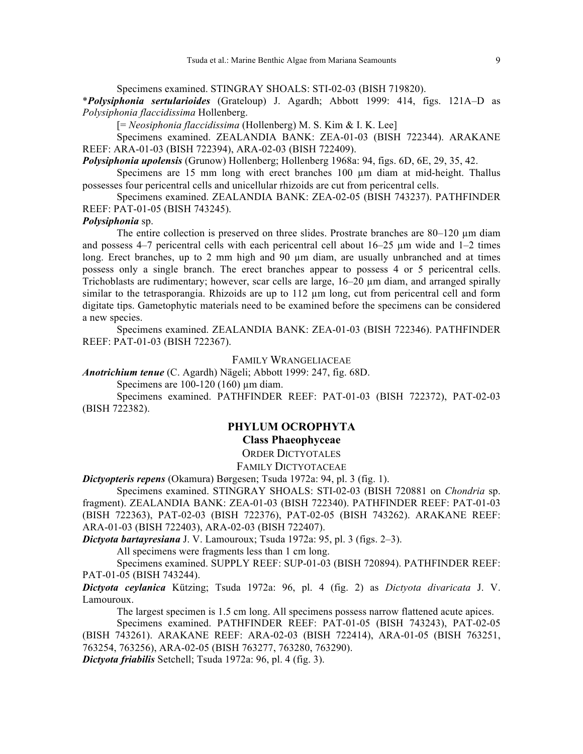Specimens examined. STINGRAY SHOALS: STI-02-03 (BISH 719820).

\****Polysiphonia sertularioides*** (Grateloup) J. Agardh; Abbott 1999: 414, figs. 121A–D as *Polysiphonia flaccidissima* Hollenberg.

[= *Neosiphonia flaccidissima* (Hollenberg) M. S. Kim & I. K. Lee]

Specimens examined. ZEALANDIA BANK: ZEA-01-03 (BISH 722344). ARAKANE REEF: ARA-01-03 (BISH 722394), ARA-02-03 (BISH 722409).

***Polysiphonia upolensis*** (Grunow) Hollenberg; Hollenberg 1968a: 94, figs. 6D, 6E, 29, 35, 42.

Specimens are 15 mm long with erect branches 100 µm diam at mid-height. Thallus possesses four pericentral cells and unicellular rhizoids are cut from pericentral cells.

Specimens examined. ZEALANDIA BANK: ZEA-02-05 (BISH 743237). PATHFINDER REEF: PAT-01-05 (BISH 743245).

***Polysiphonia*** **sp.**

The entire collection is preserved on three slides. Prostrate branches are 80–120 µm diam and possess 4–7 pericentral cells with each pericentral cell about 16–25 µm wide and 1–2 times long. Erect branches, up to 2 mm high and 90 µm diam, are usually unbranched and at times possess only a single branch. The erect branches appear to possess 4 or 5 pericentral cells. Trichoblasts are rudimentary; however, scar cells are large, 16–20 µm diam, and arranged spirally similar to the tetrasporangia. Rhizoids are up to 112 µm long, cut from pericentral cell and form digitate tips. Gametophytic materials need to be examined before the specimens can be considered a new species.

Specimens examined. ZEALANDIA BANK: ZEA-01-03 (BISH 722346). PATHFINDER REEF: PAT-01-03 (BISH 722367).

FAMILY WRANGELIACEAE

***Anotrichium tenue*** (C. Agardh) Nägeli; Abbott 1999: 247, fig. 68D.

Specimens are 100-120 (160) µm diam.

Specimens examined. PATHFINDER REEF: PAT-01-03 (BISH 722372), PAT-02-03 (BISH 722382).

## PHYLUM OCROPHYTA

### Class Phaeophyceae

ORDER DICTYOTALES

FAMILY DICTYOTACEAE

***Dictyopteris repens*** (Okamura) Børgesen; Tsuda 1972a: 94, pl. 3 (fig. 1).

Specimens examined. STINGRAY SHOALS: STI-02-03 (BISH 720881 on *Chondria* sp. fragment). ZEALANDIA BANK: ZEA-01-03 (BISH 722340). PATHFINDER REEF: PAT-01-03 (BISH 722363), PAT-02-03 (BISH 722376), PAT-02-05 (BISH 743262). ARAKANE REEF: ARA-01-03 (BISH 722403), ARA-02-03 (BISH 722407).

***Dictyota bartayresiana*** J. V. Lamouroux; Tsuda 1972a: 95, pl. 3 (figs. 2–3).

All specimens were fragments less than 1 cm long.

Specimens examined. SUPPLY REEF: SUP-01-03 (BISH 720894). PATHFINDER REEF: PAT-01-05 (BISH 743244).

***Dictyota ceylanica*** Kützing; Tsuda 1972a: 96, pl. 4 (fig. 2) as *Dictyota divaricata* J. V. Lamouroux.

The largest specimen is 1.5 cm long. All specimens possess narrow flattened acute apices.

Specimens examined. PATHFINDER REEF: PAT-01-05 (BISH 743243), PAT-02-05 (BISH 743261). ARAKANE REEF: ARA-02-03 (BISH 722414), ARA-01-05 (BISH 763251, 763254, 763256), ARA-02-05 (BISH 763277, 763280, 763290).

***Dictyota friabilis*** Setchell; Tsuda 1972a: 96, pl. 4 (fig. 3).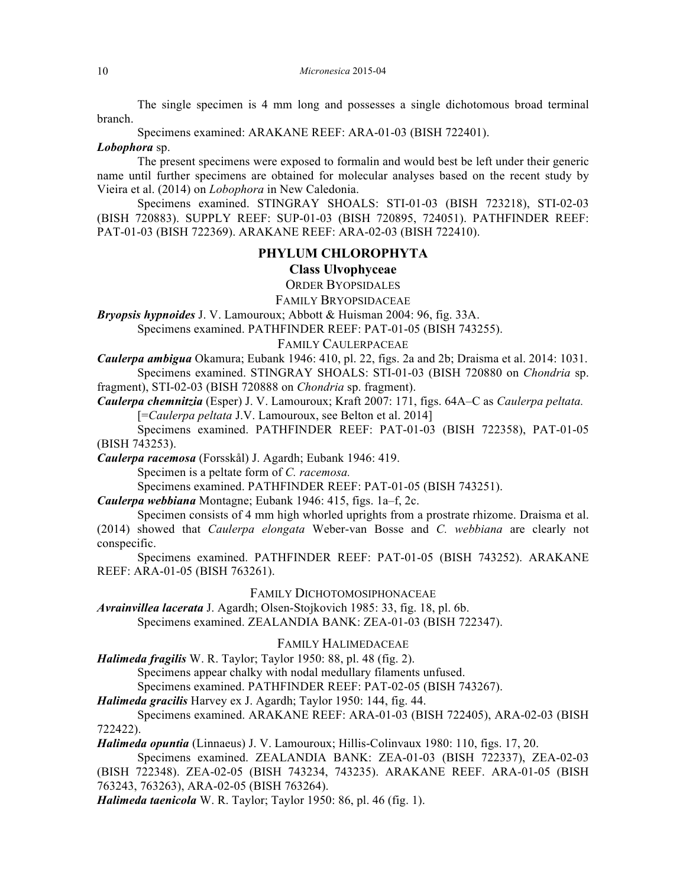The single specimen is 4 mm long and possesses a single dichotomous broad terminal branch.

Specimens examined: ARAKANE REEF: ARA-01-03 (BISH 722401).

***Lobophora*** sp.

The present specimens were exposed to formalin and would best be left under their generic name until further specimens are obtained for molecular analyses based on the recent study by Vieira et al. (2014) on *Lobophora* in New Caledonia.

Specimens examined. STINGRAY SHOALS: STI-01-03 (BISH 723218), STI-02-03 (BISH 720883). SUPPLY REEF: SUP-01-03 (BISH 720895, 724051). PATHFINDER REEF: PAT-01-03 (BISH 722369). ARAKANE REEF: ARA-02-03 (BISH 722410).

## PHYLUM CHLOROPHYTA

### Class Ulvophyceae

#### ORDER BYOPSIDALES

##### FAMILY BRYOPSIDACEAE

***Bryopsis hypnoides*** J. V. Lamouroux; Abbott & Huisman 2004: 96, fig. 33A.

Specimens examined. PATHFINDER REEF: PAT-01-05 (BISH 743255).

##### FAMILY CAULERPACEAE

***Caulerpa ambigua*** Okamura; Eubank 1946: 410, pl. 22, figs. 2a and 2b; Draisma et al. 2014: 1031.

Specimens examined. STINGRAY SHOALS: STI-01-03 (BISH 720880 on *Chondria* sp. fragment), STI-02-03 (BISH 720888 on *Chondria* sp. fragment).

***Caulerpa chemnitzia*** (Esper) J. V. Lamouroux; Kraft 2007: 171, figs. 64A–C as *Caulerpa peltata.*

[=*Caulerpa peltata* J.V. Lamouroux, see Belton et al. 2014]

Specimens examined. PATHFINDER REEF: PAT-01-03 (BISH 722358), PAT-01-05 (BISH 743253).

***Caulerpa racemosa*** (Forsskål) J. Agardh; Eubank 1946: 419.

Specimen is a peltate form of *C. racemosa.*

Specimens examined. PATHFINDER REEF: PAT-01-05 (BISH 743251).

***Caulerpa webbiana*** Montagne; Eubank 1946: 415, figs. 1a–f, 2c.

Specimen consists of 4 mm high whorled uprights from a prostrate rhizome. Draisma et al. (2014) showed that *Caulerpa elongata* Weber-van Bosse and *C. webbiana* are clearly not conspecific.

Specimens examined. PATHFINDER REEF: PAT-01-05 (BISH 743252). ARAKANE REEF: ARA-01-05 (BISH 763261).

##### FAMILY DICHOTOMOSIPHONACEAE

***Avrainvillea lacerata*** J. Agardh; Olsen-Stojkovich 1985: 33, fig. 18, pl. 6b.

Specimens examined. ZEALANDIA BANK: ZEA-01-03 (BISH 722347).

##### FAMILY HALIMEDACEAE

***Halimeda fragilis*** W. R. Taylor; Taylor 1950: 88, pl. 48 (fig. 2).

Specimens appear chalky with nodal medullary filaments unfused.

Specimens examined. PATHFINDER REEF: PAT-02-05 (BISH 743267).

***Halimeda gracilis*** Harvey ex J. Agardh; Taylor 1950: 144, fig. 44.

Specimens examined. ARAKANE REEF: ARA-01-03 (BISH 722405), ARA-02-03 (BISH 722422).

***Halimeda opuntia*** (Linnaeus) J. V. Lamouroux; Hillis-Colinvaux 1980: 110, figs. 17, 20.

Specimens examined. ZEALANDIA BANK: ZEA-01-03 (BISH 722337), ZEA-02-03 (BISH 722348). ZEA-02-05 (BISH 743234, 743235). ARAKANE REEF. ARA-01-05 (BISH 763243, 763263), ARA-02-05 (BISH 763264).

***Halimeda taenicola*** W. R. Taylor; Taylor 1950: 86, pl. 46 (fig. 1).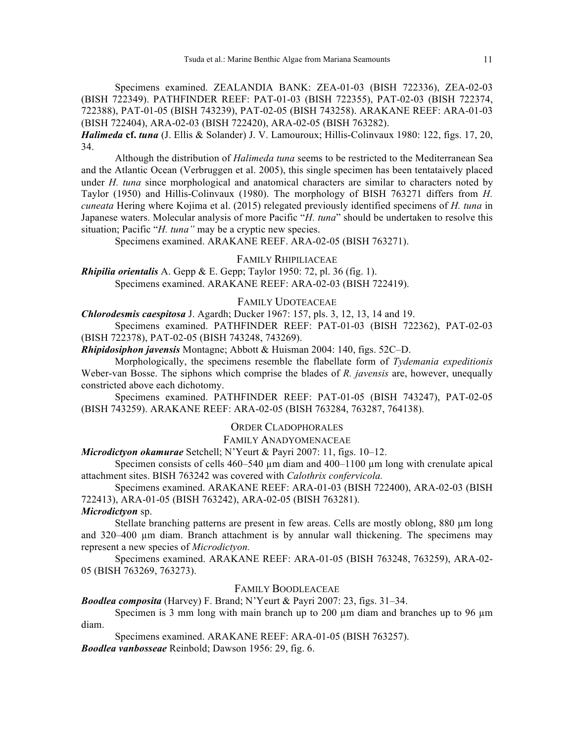Specimens examined. ZEALANDIA BANK: ZEA-01-03 (BISH 722336), ZEA-02-03 (BISH 722349). PATHFINDER REEF: PAT-01-03 (BISH 722355), PAT-02-03 (BISH 722374, 722388), PAT-01-05 (BISH 743239), PAT-02-05 (BISH 743258). ARAKANE REEF: ARA-01-03 (BISH 722404), ARA-02-03 (BISH 722420), ARA-02-05 (BISH 763282).

***Halimeda* cf. *tuna*** (J. Ellis & Solander) J. V. Lamouroux; Hillis-Colinvaux 1980: 122, figs. 17, 20, 34.

Although the distribution of *Halimeda tuna* seems to be restricted to the Mediterranean Sea and the Atlantic Ocean (Verbruggen et al. 2005), this single specimen has been tentataively placed under *H. tuna* since morphological and anatomical characters are similar to characters noted by Taylor (1950) and Hillis-Colinvaux (1980). The morphology of BISH 763271 differs from *H. cuneata* Hering where Kojima et al. (2015) relegated previously identified specimens of *H. tuna* in Japanese waters. Molecular analysis of more Pacific "*H. tuna*" should be undertaken to resolve this situation; Pacific "*H. tuna"* may be a cryptic new species.

Specimens examined. ARAKANE REEF. ARA-02-05 (BISH 763271).

## FAMILY RHIPILIACEAE

***Rhipilia orientalis*** A. Gepp & E. Gepp; Taylor 1950: 72, pl. 36 (fig. 1).

Specimens examined. ARAKANE REEF: ARA-02-03 (BISH 722419).

## FAMILY UDOTEACEAE

***Chlorodesmis caespitosa*** J. Agardh; Ducker 1967: 157, pls. 3, 12, 13, 14 and 19.

Specimens examined. PATHFINDER REEF: PAT-01-03 (BISH 722362), PAT-02-03 (BISH 722378), PAT-02-05 (BISH 743248, 743269).

***Rhipidosiphon javensis*** Montagne; Abbott & Huisman 2004: 140, figs. 52C–D.

Morphologically, the specimens resemble the flabellate form of *Tydemania expeditionis* Weber-van Bosse. The siphons which comprise the blades of *R. javensis* are, however, unequally constricted above each dichotomy.

Specimens examined. PATHFINDER REEF: PAT-01-05 (BISH 743247), PAT-02-05 (BISH 743259). ARAKANE REEF: ARA-02-05 (BISH 763284, 763287, 764138).

## ORDER CLADOPHORALES

## FAMILY ANADYOMENACEAE

***Microdictyon okamurae*** Setchell; N'Yeurt & Payri 2007: 11, figs. 10–12.

Specimen consists of cells 460–540 µm diam and 400–1100 µm long with crenulate apical attachment sites. BISH 763242 was covered with *Calothrix confervicola.*

Specimens examined. ARAKANE REEF: ARA-01-03 (BISH 722400), ARA-02-03 (BISH 722413), ARA-01-05 (BISH 763242), ARA-02-05 (BISH 763281).

***Microdictyon*** **sp.**

Stellate branching patterns are present in few areas. Cells are mostly oblong, 880 µm long and 320–400 µm diam. Branch attachment is by annular wall thickening. The specimens may represent a new species of *Microdictyon.*

Specimens examined. ARAKANE REEF: ARA-01-05 (BISH 763248, 763259), ARA-02-05 (BISH 763269, 763273).

## FAMILY BOODLEACEAE

***Boodlea composita*** (Harvey) F. Brand; N'Yeurt & Payri 2007: 23, figs. 31–34.

Specimen is 3 mm long with main branch up to 200 µm diam and branches up to 96 µm diam.

Specimens examined. ARAKANE REEF: ARA-01-05 (BISH 763257).

***Boodlea vanbosseae*** Reinbold; Dawson 1956: 29, fig. 6.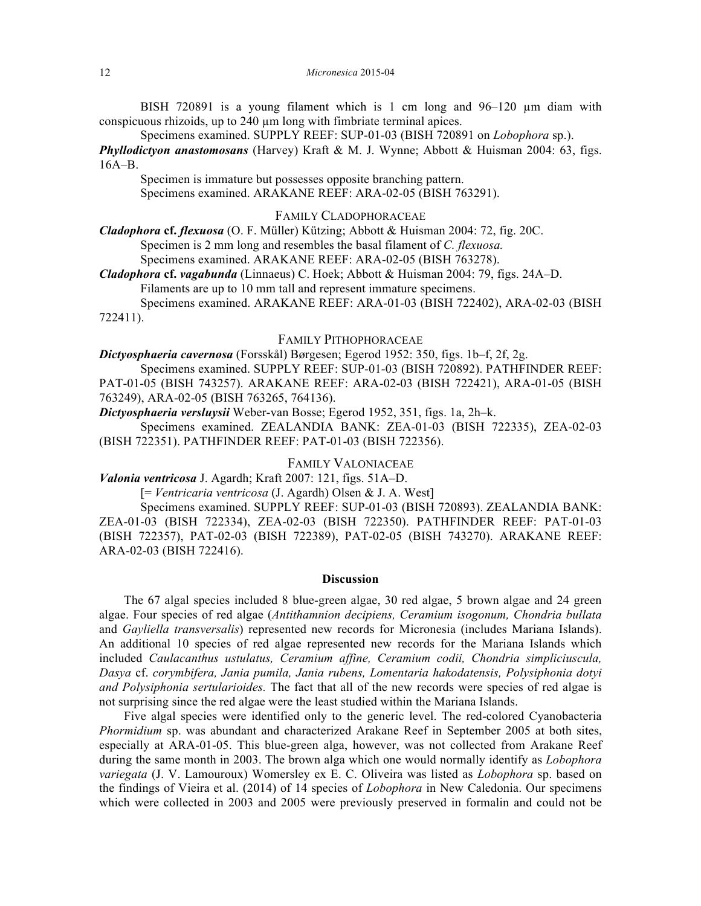BISH 720891 is a young filament which is 1 cm long and 96–120 µm diam with conspicuous rhizoids, up to 240 µm long with fimbriate terminal apices.

Specimens examined. SUPPLY REEF: SUP-01-03 (BISH 720891 on *Lobophora* sp.).

***Phyllodictyon anastomosans*** (Harvey) Kraft & M. J. Wynne; Abbott & Huisman 2004: 63, figs. 16A–B.

Specimen is immature but possesses opposite branching pattern.

Specimens examined. ARAKANE REEF: ARA-02-05 (BISH 763291).

### FAMILY CLADOPHORACEAE

***Cladophora* cf. *flexuosa*** (O. F. Müller) Kützing; Abbott & Huisman 2004: 72, fig. 20C.

Specimen is 2 mm long and resembles the basal filament of *C. flexuosa.*

Specimens examined. ARAKANE REEF: ARA-02-05 (BISH 763278).

***Cladophora* cf. *vagabunda*** (Linnaeus) C. Hoek; Abbott & Huisman 2004: 79, figs. 24A–D.

Filaments are up to 10 mm tall and represent immature specimens.

Specimens examined. ARAKANE REEF: ARA-01-03 (BISH 722402), ARA-02-03 (BISH 722411).

### FAMILY PITHOPHORACEAE

***Dictyosphaeria cavernosa*** (Forsskål) Børgesen; Egerod 1952: 350, figs. 1b–f, 2f, 2g.

Specimens examined. SUPPLY REEF: SUP-01-03 (BISH 720892). PATHFINDER REEF: PAT-01-05 (BISH 743257). ARAKANE REEF: ARA-02-03 (BISH 722421), ARA-01-05 (BISH 763249), ARA-02-05 (BISH 763265, 764136).

***Dictyosphaeria versluysii*** Weber-van Bosse; Egerod 1952, 351, figs. 1a, 2h–k.

Specimens examined. ZEALANDIA BANK: ZEA-01-03 (BISH 722335), ZEA-02-03 (BISH 722351). PATHFINDER REEF: PAT-01-03 (BISH 722356).

### FAMILY VALONIACEAE

***Valonia ventricosa*** J. Agardh; Kraft 2007: 121, figs. 51A–D.

[= *Ventricaria ventricosa* (J. Agardh) Olsen & J. A. West]

Specimens examined. SUPPLY REEF: SUP-01-03 (BISH 720893). ZEALANDIA BANK: ZEA-01-03 (BISH 722334), ZEA-02-03 (BISH 722350). PATHFINDER REEF: PAT-01-03 (BISH 722357), PAT-02-03 (BISH 722389), PAT-02-05 (BISH 743270). ARAKANE REEF: ARA-02-03 (BISH 722416).

## Discussion

The 67 algal species included 8 blue-green algae, 30 red algae, 5 brown algae and 24 green algae. Four species of red algae (*Antithamnion decipiens, Ceramium isogonum, Chondria bullata* and *Gayliella transversalis*) represented new records for Micronesia (includes Mariana Islands). An additional 10 species of red algae represented new records for the Mariana Islands which included *Caulacanthus ustulatus, Ceramium affine, Ceramium codii, Chondria simpliciuscula, Dasya* cf. *corymbifera, Jania pumila, Jania rubens, Lomentaria hakodatensis, Polysiphonia dotyi and Polysiphonia sertularioides.* The fact that all of the new records were species of red algae is not surprising since the red algae were the least studied within the Mariana Islands.

Five algal species were identified only to the generic level. The red-colored Cyanobacteria *Phormidium* sp. was abundant and characterized Arakane Reef in September 2005 at both sites, especially at ARA-01-05. This blue-green alga, however, was not collected from Arakane Reef during the same month in 2003. The brown alga which one would normally identify as *Lobophora variegata* (J. V. Lamouroux) Womersley ex E. C. Oliveira was listed as *Lobophora* sp. based on the findings of Vieira et al. (2014) of 14 species of *Lobophora* in New Caledonia. Our specimens which were collected in 2003 and 2005 were previously preserved in formalin and could not be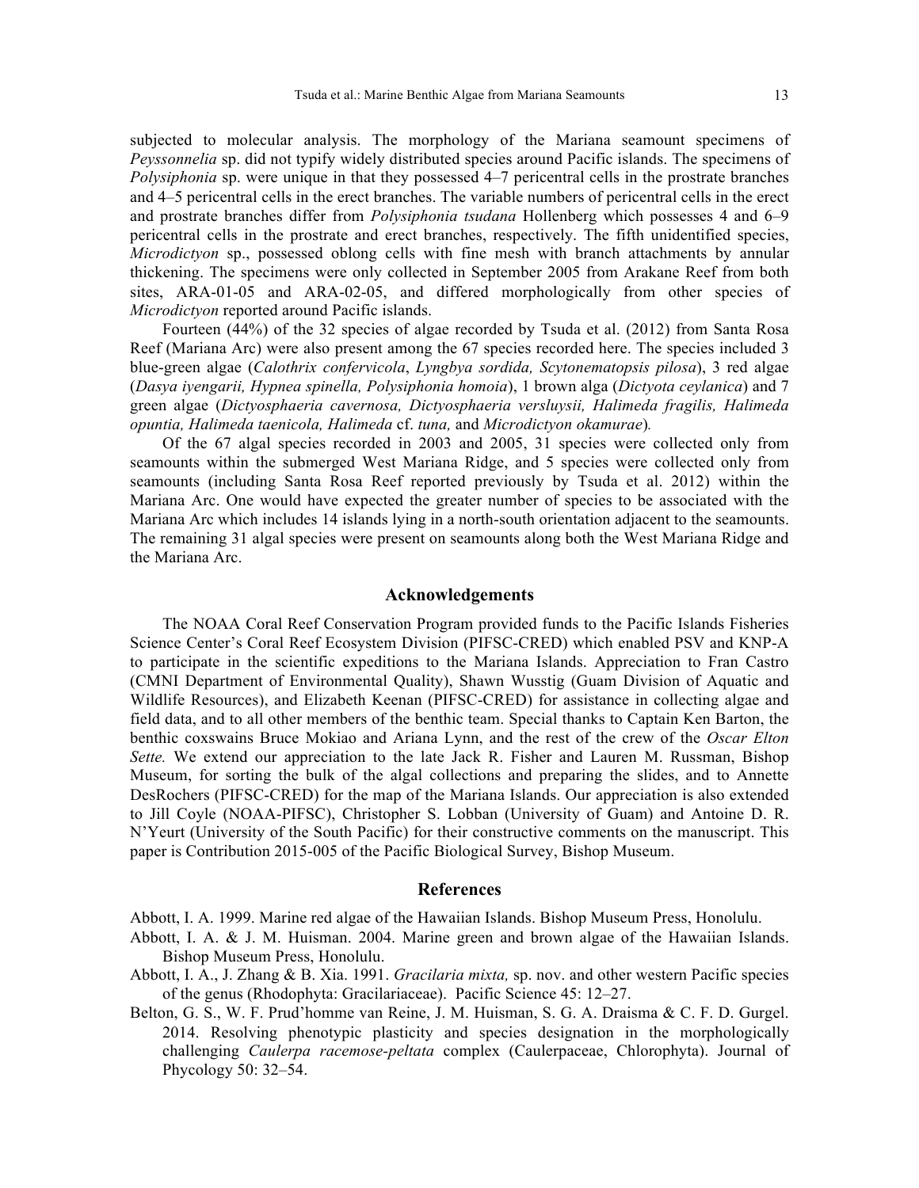subjected to molecular analysis. The morphology of the Mariana seamount specimens of *Peyssonnelia* sp. did not typify widely distributed species around Pacific islands. The specimens of *Polysiphonia* sp. were unique in that they possessed 4–7 pericentral cells in the prostrate branches and 4–5 pericentral cells in the erect branches. The variable numbers of pericentral cells in the erect and prostrate branches differ from *Polysiphonia tsudana* Hollenberg which possesses 4 and 6–9 pericentral cells in the prostrate and erect branches, respectively. The fifth unidentified species, *Microdictyon* sp., possessed oblong cells with fine mesh with branch attachments by annular thickening. The specimens were only collected in September 2005 from Arakane Reef from both sites, ARA-01-05 and ARA-02-05, and differed morphologically from other species of *Microdictyon* reported around Pacific islands.

Fourteen (44%) of the 32 species of algae recorded by Tsuda et al. (2012) from Santa Rosa Reef (Mariana Arc) were also present among the 67 species recorded here. The species included 3 blue-green algae (*Calothrix confervicola*, *Lyngbya sordida, Scytonematopsis pilosa*), 3 red algae (*Dasya iyengarii, Hypnea spinella, Polysiphonia homoia*), 1 brown alga (*Dictyota ceylanica*) and 7 green algae (*Dictyosphaeria cavernosa, Dictyosphaeria versluysii, Halimeda fragilis, Halimeda opuntia, Halimeda taenicola, Halimeda* cf. *tuna,* and *Microdictyon okamurae*).

Of the 67 algal species recorded in 2003 and 2005, 31 species were collected only from seamounts within the submerged West Mariana Ridge, and 5 species were collected only from seamounts (including Santa Rosa Reef reported previously by Tsuda et al. 2012) within the Mariana Arc. One would have expected the greater number of species to be associated with the Mariana Arc which includes 14 islands lying in a north-south orientation adjacent to the seamounts. The remaining 31 algal species were present on seamounts along both the West Mariana Ridge and the Mariana Arc.

## Acknowledgements

The NOAA Coral Reef Conservation Program provided funds to the Pacific Islands Fisheries Science Center's Coral Reef Ecosystem Division (PIFSC-CRED) which enabled PSV and KNP-A to participate in the scientific expeditions to the Mariana Islands. Appreciation to Fran Castro (CMNI Department of Environmental Quality), Shawn Wusstig (Guam Division of Aquatic and Wildlife Resources), and Elizabeth Keenan (PIFSC-CRED) for assistance in collecting algae and field data, and to all other members of the benthic team. Special thanks to Captain Ken Barton, the benthic coxswains Bruce Mokiao and Ariana Lynn, and the rest of the crew of the *Oscar Elton Sette.* We extend our appreciation to the late Jack R. Fisher and Lauren M. Russman, Bishop Museum, for sorting the bulk of the algal collections and preparing the slides, and to Annette DesRochers (PIFSC-CRED) for the map of the Mariana Islands. Our appreciation is also extended to Jill Coyle (NOAA-PIFSC), Christopher S. Lobban (University of Guam) and Antoine D. R. N'Yeurt (University of the South Pacific) for their constructive comments on the manuscript. This paper is Contribution 2015-005 of the Pacific Biological Survey, Bishop Museum.

## References

Abbott, I. A. 1999. Marine red algae of the Hawaiian Islands. Bishop Museum Press, Honolulu.

Abbott, I. A. & J. M. Huisman. 2004. Marine green and brown algae of the Hawaiian Islands. Bishop Museum Press, Honolulu.

Abbott, I. A., J. Zhang & B. Xia. 1991. *Gracilaria mixta,* sp. nov. and other western Pacific species of the genus (Rhodophyta: Gracilariaceae). Pacific Science 45: 12–27.

Belton, G. S., W. F. Prud'homme van Reine, J. M. Huisman, S. G. A. Draisma & C. F. D. Gurgel. 2014. Resolving phenotypic plasticity and species designation in the morphologically challenging *Caulerpa racemose-peltata* complex (Caulerpaceae, Chlorophyta). Journal of Phycology 50: 32–54.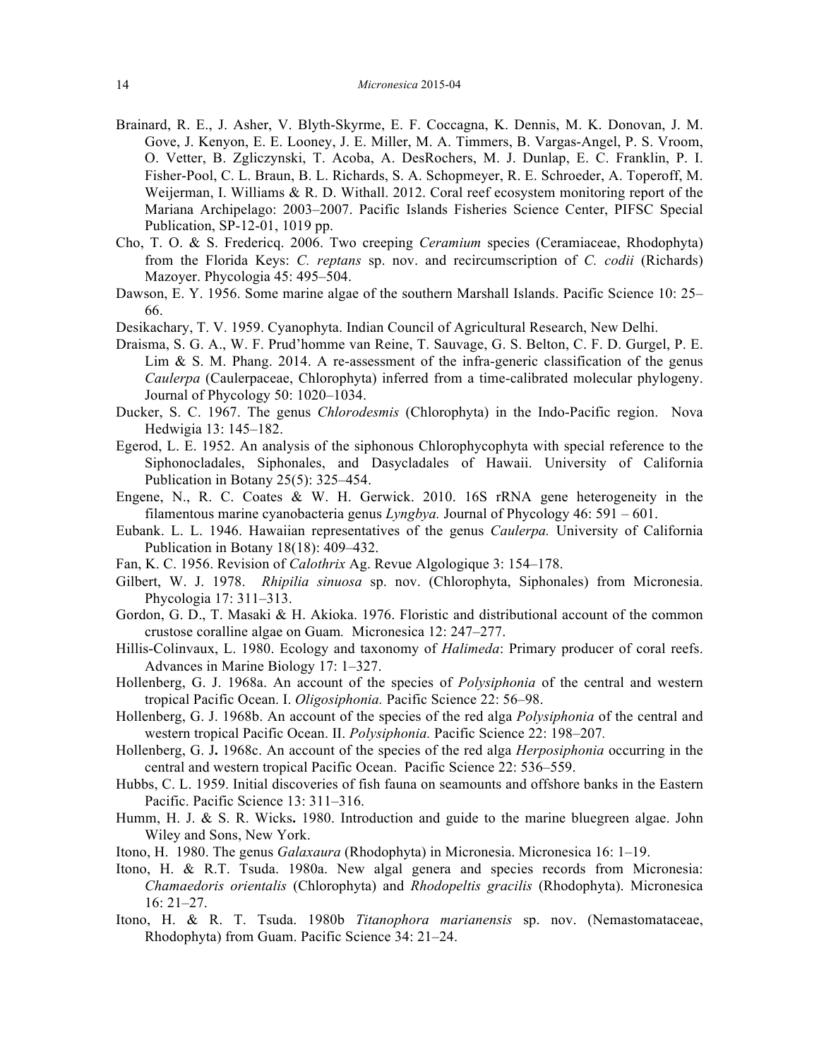Brainard, R. E., J. Asher, V. Blyth-Skyrme, E. F. Coccagna, K. Dennis, M. K. Donovan, J. M. Gove, J. Kenyon, E. E. Looney, J. E. Miller, M. A. Timmers, B. Vargas-Angel, P. S. Vroom, O. Vetter, B. Zgliczynski, T. Acoba, A. DesRochers, M. J. Dunlap, E. C. Franklin, P. I. Fisher-Pool, C. L. Braun, B. L. Richards, S. A. Schopmeyer, R. E. Schroeder, A. Toperoff, M. Weijerman, I. Williams & R. D. Withall. 2012. Coral reef ecosystem monitoring report of the Mariana Archipelago: 2003–2007. Pacific Islands Fisheries Science Center, PIFSC Special Publication, SP-12-01, 1019 pp.

Cho, T. O. & S. Fredericq. 2006. Two creeping *Ceramium* species (Ceramiaceae, Rhodophyta) from the Florida Keys: *C. reptans* sp. nov. and recircumscription of *C. codii* (Richards) Mazoyer. Phycologia 45: 495–504.

Dawson, E. Y. 1956. Some marine algae of the southern Marshall Islands. Pacific Science 10: 25–66.

Desikachary, T. V. 1959. Cyanophyta. Indian Council of Agricultural Research, New Delhi.

Draisma, S. G. A., W. F. Prud'homme van Reine, T. Sauvage, G. S. Belton, C. F. D. Gurgel, P. E. Lim & S. M. Phang. 2014. A re-assessment of the infra-generic classification of the genus *Caulerpa* (Caulerpaceae, Chlorophyta) inferred from a time-calibrated molecular phylogeny. Journal of Phycology 50: 1020–1034.

Ducker, S. C. 1967. The genus *Chlorodesmis* (Chlorophyta) in the Indo-Pacific region. Nova Hedwigia 13: 145–182.

Egerod, L. E. 1952. An analysis of the siphonous Chlorophycophyta with special reference to the Siphonocladales, Siphonales, and Dasycladales of Hawaii. University of California Publication in Botany 25(5): 325–454.

Engene, N., R. C. Coates & W. H. Gerwick. 2010. 16S rRNA gene heterogeneity in the filamentous marine cyanobacteria genus *Lyngbya.* Journal of Phycology 46: 591 – 601.

Eubank. L. L. 1946. Hawaiian representatives of the genus *Caulerpa.* University of California Publication in Botany 18(18): 409–432.

Fan, K. C. 1956. Revision of *Calothrix* Ag. Revue Algologique 3: 154–178.

Gilbert, W. J. 1978. *Rhipilia sinuosa* sp. nov. (Chlorophyta, Siphonales) from Micronesia. Phycologia 17: 311–313.

Gordon, G. D., T. Masaki & H. Akioka. 1976. Floristic and distributional account of the common crustose coralline algae on Guam*.* Micronesica 12: 247–277.

Hillis-Colinvaux, L. 1980. Ecology and taxonomy of *Halimeda*: Primary producer of coral reefs. Advances in Marine Biology 17: 1–327.

Hollenberg, G. J. 1968a. An account of the species of *Polysiphonia* of the central and western tropical Pacific Ocean. I. *Oligosiphonia.* Pacific Science 22: 56–98.

Hollenberg, G. J. 1968b. An account of the species of the red alga *Polysiphonia* of the central and western tropical Pacific Ocean. II. *Polysiphonia.* Pacific Science 22: 198–207*.*

Hollenberg, G. J**.** 1968c. An account of the species of the red alga *Herposiphonia* occurring in the central and western tropical Pacific Ocean. Pacific Science 22: 536–559.

Hubbs, C. L. 1959. Initial discoveries of fish fauna on seamounts and offshore banks in the Eastern Pacific. Pacific Science 13: 311–316.

Humm, H. J. & S. R. Wicks**.** 1980. Introduction and guide to the marine bluegreen algae. John Wiley and Sons, New York.

Itono, H. 1980. The genus *Galaxaura* (Rhodophyta) in Micronesia. Micronesica 16: 1–19.

Itono, H. & R.T. Tsuda. 1980a. New algal genera and species records from Micronesia: *Chamaedoris orientalis* (Chlorophyta) and *Rhodopeltis gracilis* (Rhodophyta). Micronesica 16: 21–27.

Itono, H. & R. T. Tsuda. 1980b *Titanophora marianensis* sp. nov. (Nemastomataceae, Rhodophyta) from Guam. Pacific Science 34: 21–24.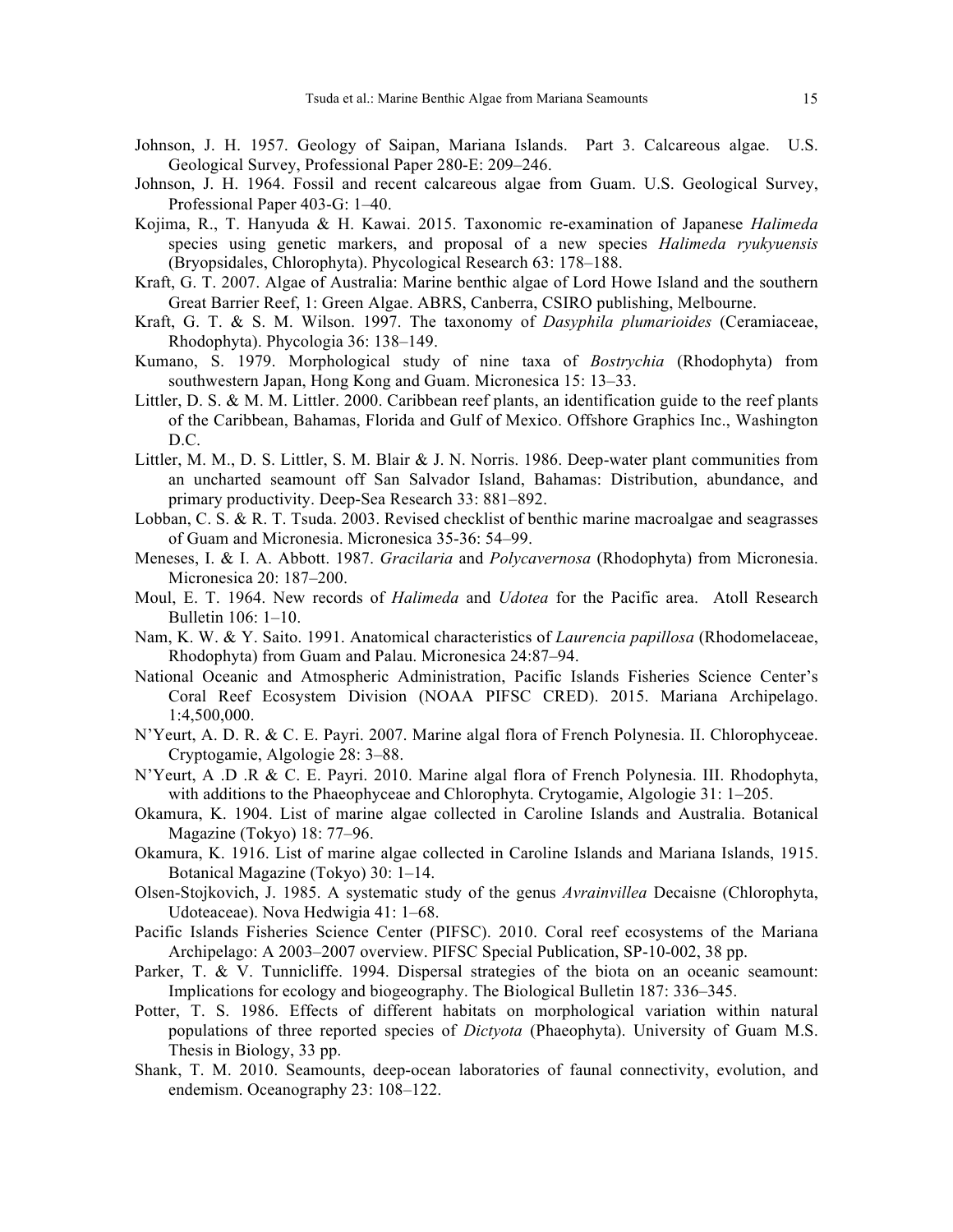Johnson, J. H. 1957. Geology of Saipan, Mariana Islands. Part 3. Calcareous algae. U.S. Geological Survey, Professional Paper 280-E: 209–246.

Johnson, J. H. 1964. Fossil and recent calcareous algae from Guam. U.S. Geological Survey, Professional Paper 403-G: 1–40.

Kojima, R., T. Hanyuda & H. Kawai. 2015. Taxonomic re-examination of Japanese *Halimeda* species using genetic markers, and proposal of a new species *Halimeda ryukyuensis* (Bryopsidales, Chlorophyta). Phycological Research 63: 178–188.

Kraft, G. T. 2007. Algae of Australia: Marine benthic algae of Lord Howe Island and the southern Great Barrier Reef, 1: Green Algae. ABRS, Canberra, CSIRO publishing, Melbourne.

Kraft, G. T. & S. M. Wilson. 1997. The taxonomy of *Dasyphila plumarioides* (Ceramiaceae, Rhodophyta). Phycologia 36: 138–149.

Kumano, S. 1979. Morphological study of nine taxa of *Bostrychia* (Rhodophyta) from southwestern Japan, Hong Kong and Guam. Micronesica 15: 13–33.

Littler, D. S. & M. M. Littler. 2000. Caribbean reef plants, an identification guide to the reef plants of the Caribbean, Bahamas, Florida and Gulf of Mexico. Offshore Graphics Inc., Washington D.C.

Littler, M. M., D. S. Littler, S. M. Blair & J. N. Norris. 1986. Deep-water plant communities from an uncharted seamount off San Salvador Island, Bahamas: Distribution, abundance, and primary productivity. Deep-Sea Research 33: 881–892.

Lobban, C. S. & R. T. Tsuda. 2003. Revised checklist of benthic marine macroalgae and seagrasses of Guam and Micronesia. Micronesica 35-36: 54–99.

Meneses, I. & I. A. Abbott. 1987. *Gracilaria* and *Polycavernosa* (Rhodophyta) from Micronesia. Micronesica 20: 187–200.

Moul, E. T. 1964. New records of *Halimeda* and *Udotea* for the Pacific area. Atoll Research Bulletin 106: 1–10.

Nam, K. W. & Y. Saito. 1991. Anatomical characteristics of *Laurencia papillosa* (Rhodomelaceae, Rhodophyta) from Guam and Palau. Micronesica 24:87–94.

National Oceanic and Atmospheric Administration, Pacific Islands Fisheries Science Center's Coral Reef Ecosystem Division (NOAA PIFSC CRED). 2015. Mariana Archipelago. 1:4,500,000.

N'Yeurt, A. D. R. & C. E. Payri. 2007. Marine algal flora of French Polynesia. II. Chlorophyceae. Cryptogamie, Algologie 28: 3–88.

N'Yeurt, A .D .R & C. E. Payri. 2010. Marine algal flora of French Polynesia. III. Rhodophyta, with additions to the Phaeophyceae and Chlorophyta. Crytogamie, Algologie 31: 1–205.

Okamura, K. 1904. List of marine algae collected in Caroline Islands and Australia. Botanical Magazine (Tokyo) 18: 77–96.

Okamura, K. 1916. List of marine algae collected in Caroline Islands and Mariana Islands, 1915. Botanical Magazine (Tokyo) 30: 1–14.

Olsen-Stojkovich, J. 1985. A systematic study of the genus *Avrainvillea* Decaisne (Chlorophyta, Udoteaceae). Nova Hedwigia 41: 1–68.

Pacific Islands Fisheries Science Center (PIFSC). 2010. Coral reef ecosystems of the Mariana Archipelago: A 2003–2007 overview. PIFSC Special Publication, SP-10-002, 38 pp.

Parker, T. & V. Tunnicliffe. 1994. Dispersal strategies of the biota on an oceanic seamount: Implications for ecology and biogeography. The Biological Bulletin 187: 336–345.

Potter, T. S. 1986. Effects of different habitats on morphological variation within natural populations of three reported species of *Dictyota* (Phaeophyta). University of Guam M.S. Thesis in Biology, 33 pp.

Shank, T. M. 2010. Seamounts, deep-ocean laboratories of faunal connectivity, evolution, and endemism. Oceanography 23: 108–122.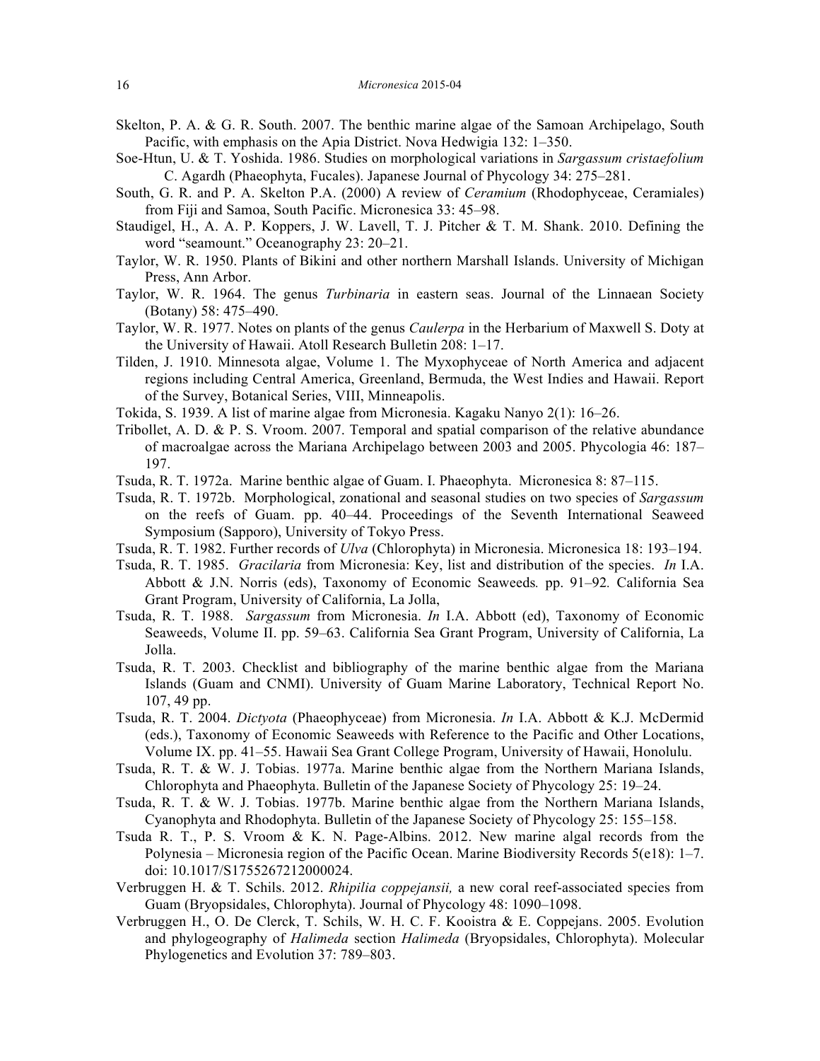Skelton, P. A. & G. R. South. 2007. The benthic marine algae of the Samoan Archipelago, South Pacific, with emphasis on the Apia District. Nova Hedwigia 132: 1–350.

Soe-Htun, U. & T. Yoshida. 1986. Studies on morphological variations in *Sargassum cristaefolium* C. Agardh (Phaeophyta, Fucales). Japanese Journal of Phycology 34: 275–281.

South, G. R. and P. A. Skelton P.A. (2000) A review of *Ceramium* (Rhodophyceae, Ceramiales) from Fiji and Samoa, South Pacific. Micronesica 33: 45–98.

Staudigel, H., A. A. P. Koppers, J. W. Lavell, T. J. Pitcher & T. M. Shank. 2010. Defining the word "seamount." Oceanography 23: 20–21.

Taylor, W. R. 1950. Plants of Bikini and other northern Marshall Islands. University of Michigan Press, Ann Arbor.

Taylor, W. R. 1964. The genus *Turbinaria* in eastern seas. Journal of the Linnaean Society (Botany) 58: 475–490.

Taylor, W. R. 1977. Notes on plants of the genus *Caulerpa* in the Herbarium of Maxwell S. Doty at the University of Hawaii. Atoll Research Bulletin 208: 1–17.

Tilden, J. 1910. Minnesota algae, Volume 1. The Myxophyceae of North America and adjacent regions including Central America, Greenland, Bermuda, the West Indies and Hawaii. Report of the Survey, Botanical Series, VIII, Minneapolis.

Tokida, S. 1939. A list of marine algae from Micronesia. Kagaku Nanyo 2(1): 16–26.

Tribollet, A. D. & P. S. Vroom. 2007. Temporal and spatial comparison of the relative abundance of macroalgae across the Mariana Archipelago between 2003 and 2005. Phycologia 46: 187–197.

Tsuda, R. T. 1972a. Marine benthic algae of Guam. I. Phaeophyta. Micronesica 8: 87–115.

Tsuda, R. T. 1972b. Morphological, zonational and seasonal studies on two species of *Sargassum* on the reefs of Guam. pp. 40–44. Proceedings of the Seventh International Seaweed Symposium (Sapporo), University of Tokyo Press.

Tsuda, R. T. 1982. Further records of *Ulva* (Chlorophyta) in Micronesia. Micronesica 18: 193–194.

Tsuda, R. T. 1985. *Gracilaria* from Micronesia: Key, list and distribution of the species. *In* I.A. Abbott & J.N. Norris (eds), Taxonomy of Economic Seaweeds*.* pp. 91–92*.* California Sea Grant Program, University of California, La Jolla,

Tsuda, R. T. 1988. *Sargassum* from Micronesia. *In* I.A. Abbott (ed), Taxonomy of Economic Seaweeds, Volume II. pp. 59–63. California Sea Grant Program, University of California, La Jolla.

Tsuda, R. T. 2003. Checklist and bibliography of the marine benthic algae from the Mariana Islands (Guam and CNMI). University of Guam Marine Laboratory, Technical Report No. 107, 49 pp.

Tsuda, R. T. 2004. *Dictyota* (Phaeophyceae) from Micronesia. *In* I.A. Abbott & K.J. McDermid (eds.), Taxonomy of Economic Seaweeds with Reference to the Pacific and Other Locations, Volume IX. pp. 41–55. Hawaii Sea Grant College Program, University of Hawaii, Honolulu.

Tsuda, R. T. & W. J. Tobias. 1977a. Marine benthic algae from the Northern Mariana Islands, Chlorophyta and Phaeophyta. Bulletin of the Japanese Society of Phycology 25: 19–24.

Tsuda, R. T. & W. J. Tobias. 1977b. Marine benthic algae from the Northern Mariana Islands, Cyanophyta and Rhodophyta. Bulletin of the Japanese Society of Phycology 25: 155–158.

Tsuda R. T., P. S. Vroom & K. N. Page-Albins. 2012. New marine algal records from the Polynesia – Micronesia region of the Pacific Ocean. Marine Biodiversity Records 5(e18): 1–7. doi: 10.1017/S1755267212000024.

Verbruggen H. & T. Schils. 2012. *Rhipilia coppejansii,* a new coral reef-associated species from Guam (Bryopsidales, Chlorophyta). Journal of Phycology 48: 1090–1098.

Verbruggen H., O. De Clerck, T. Schils, W. H. C. F. Kooistra & E. Coppejans. 2005. Evolution and phylogeography of *Halimeda* section *Halimeda* (Bryopsidales, Chlorophyta). Molecular Phylogenetics and Evolution 37: 789–803.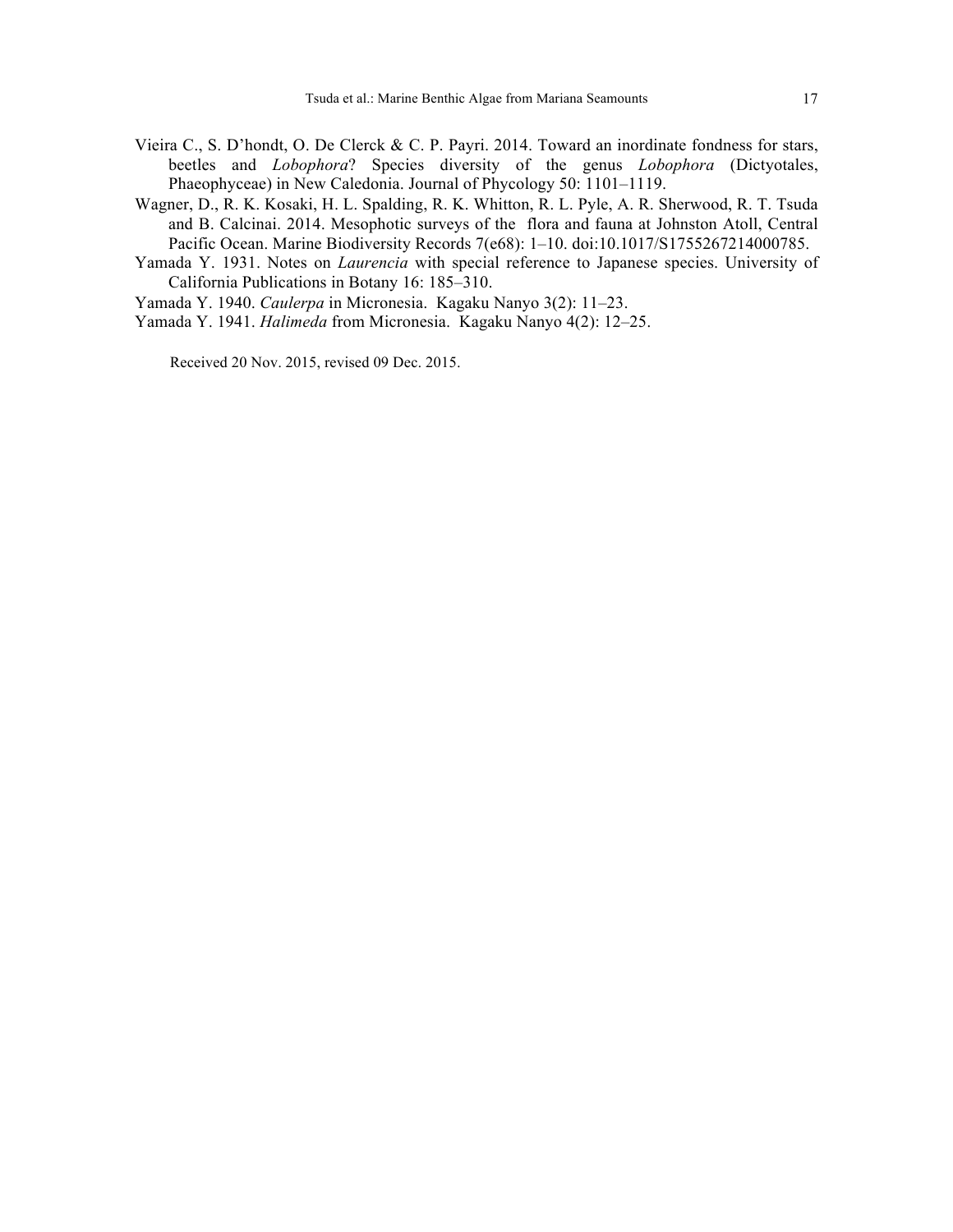Vieira C., S. D'hondt, O. De Clerck & C. P. Payri. 2014. Toward an inordinate fondness for stars, beetles and *Lobophora*? Species diversity of the genus *Lobophora* (Dictyotales, Phaeophyceae) in New Caledonia. Journal of Phycology 50: 1101–1119.

Wagner, D., R. K. Kosaki, H. L. Spalding, R. K. Whitton, R. L. Pyle, A. R. Sherwood, R. T. Tsuda and B. Calcinai. 2014. Mesophotic surveys of the flora and fauna at Johnston Atoll, Central Pacific Ocean. Marine Biodiversity Records 7(e68): 1–10. doi:10.1017/S1755267214000785.

Yamada Y. 1931. Notes on *Laurencia* with special reference to Japanese species. University of California Publications in Botany 16: 185–310.

Yamada Y. 1940. *Caulerpa* in Micronesia. Kagaku Nanyo 3(2): 11–23.

Yamada Y. 1941. *Halimeda* from Micronesia. Kagaku Nanyo 4(2): 12–25.

Received 20 Nov. 2015, revised 09 Dec. 2015.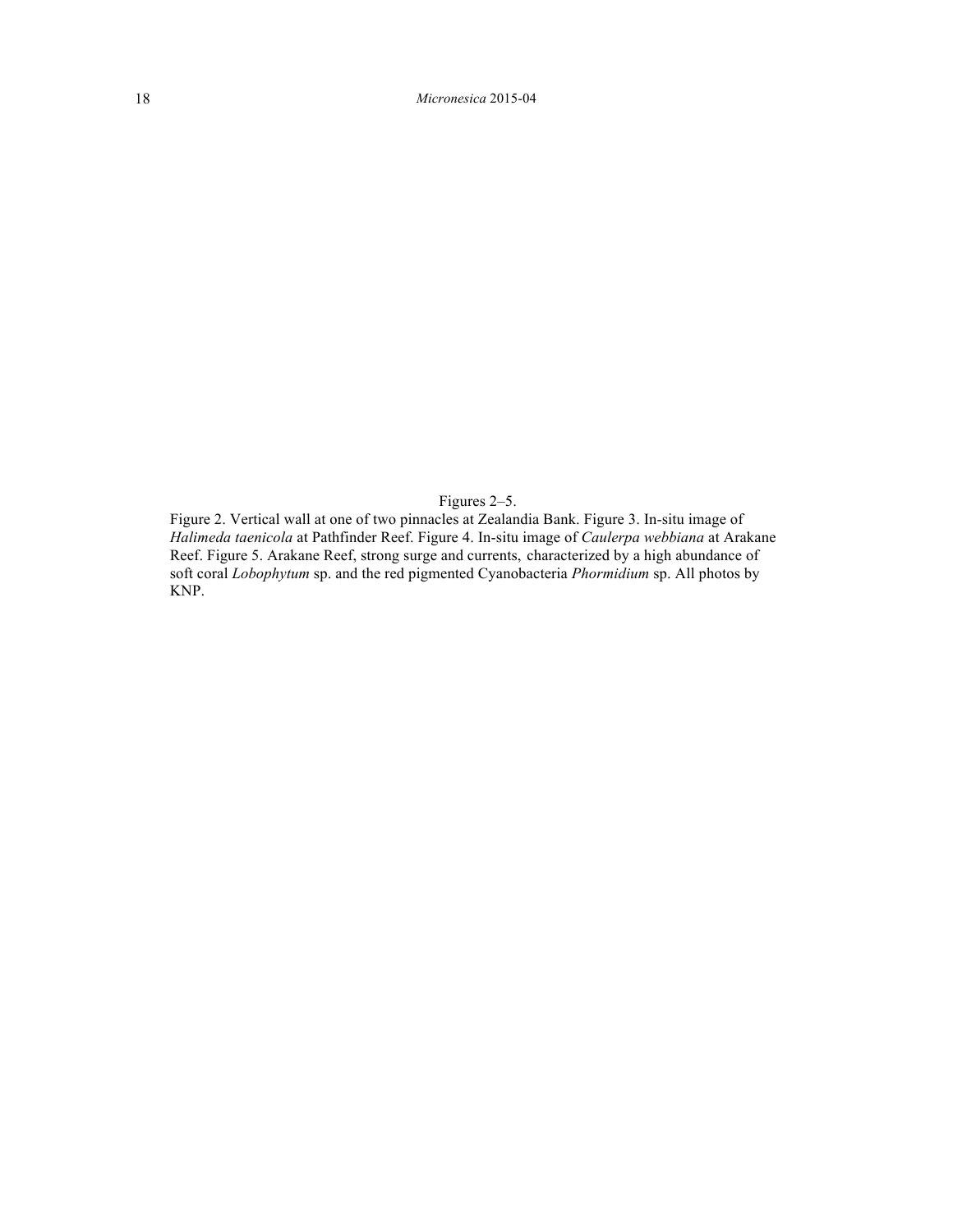Figures 2–5.

Figure 2. Vertical wall at one of two pinnacles at Zealandia Bank. Figure 3. In-situ image of *Halimeda taenicola* at Pathfinder Reef. Figure 4. In-situ image of *Caulerpa webbiana* at Arakane Reef. Figure 5. Arakane Reef, strong surge and currents, characterized by a high abundance of soft coral *Lobophytum* sp. and the red pigmented Cyanobacteria *Phormidium* sp. All photos by KNP.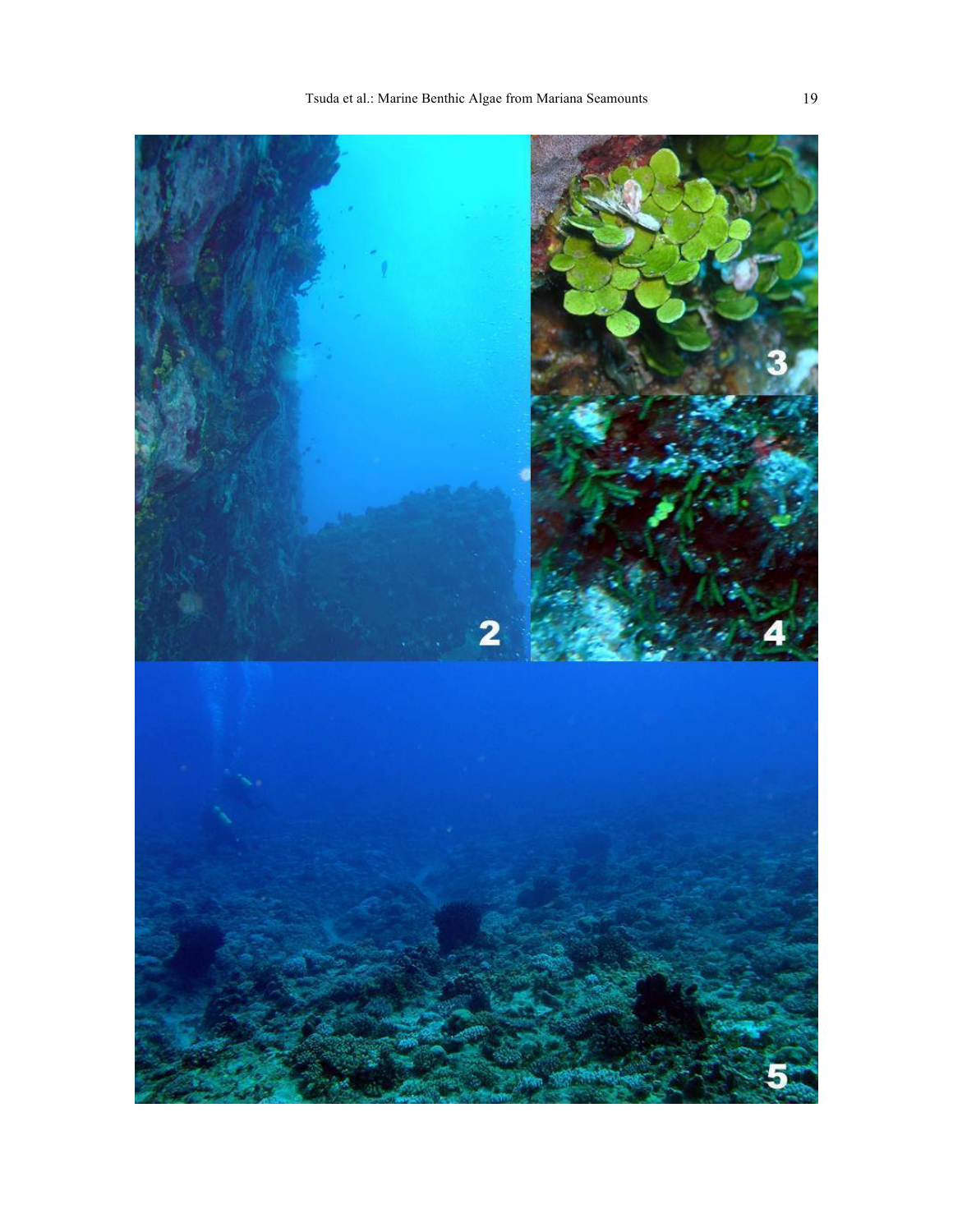2

3

4

5